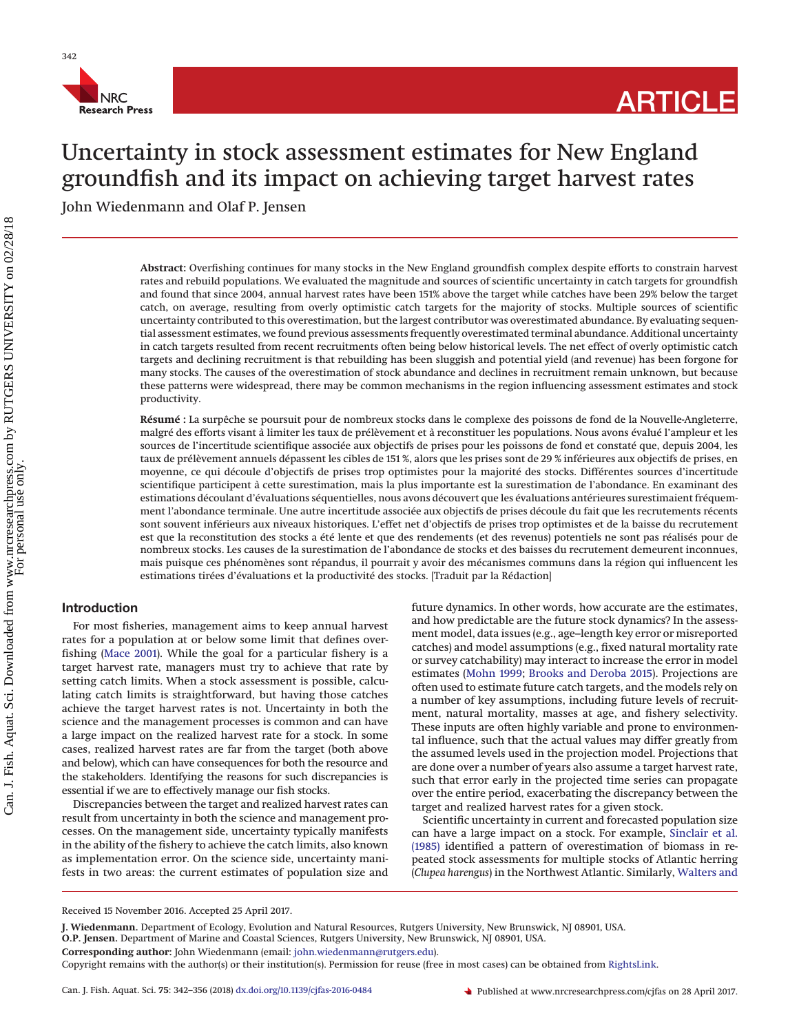# Uncertainty in stock assessment estimates for New England groundfish and its impact on achieving target harvest rates

John Wiedenmann and Olaf P. Jensen

**Abstract:** Overfishing continues for many stocks in the New England groundfish complex despite efforts to constrain harvest rates and rebuild populations. We evaluated the magnitude and sources of scientific uncertainty in catch targets for groundfish and found that since 2004, annual harvest rates have been 151% above the target while catches have been 29% below the target catch, on average, resulting from overly optimistic catch targets for the majority of stocks. Multiple sources of scientific uncertainty contributed to this overestimation, but the largest contributor was overestimated abundance. By evaluating sequential assessment estimates, we found previous assessments frequently overestimated terminal abundance. Additional uncertainty in catch targets resulted from recent recruitments often being below historical levels. The net effect of overly optimistic catch targets and declining recruitment is that rebuilding has been sluggish and potential yield (and revenue) has been forgone for many stocks. The causes of the overestimation of stock abundance and declines in recruitment remain unknown, but because these patterns were widespread, there may be common mechanisms in the region influencing assessment estimates and stock productivity.

**Résumé :** La surpêche se poursuit pour de nombreux stocks dans le complexe des poissons de fond de la Nouvelle-Angleterre, malgré des efforts visant à limiter les taux de prélèvement et à reconstituer les populations. Nous avons évalué l'ampleur et les sources de l'incertitude scientifique associée aux objectifs de prises pour les poissons de fond et constaté que, depuis 2004, les taux de prélèvement annuels dépassent les cibles de 151 %, alors que les prises sont de 29 % inférieures aux objectifs de prises, en moyenne, ce qui découle d'objectifs de prises trop optimistes pour la majorité des stocks. Différentes sources d'incertitude scientifique participent à cette surestimation, mais la plus importante est la surestimation de l'abondance. En examinant des estimations découlant d'évaluations séquentielles, nous avons découvert que les évaluations antérieures surestimaient fréquemment l'abondance terminale. Une autre incertitude associée aux objectifs de prises découle du fait que les recrutements récents sont souvent inférieurs aux niveaux historiques. L'effet net d'objectifs de prises trop optimistes et de la baisse du recrutement est que la reconstitution des stocks a été lente et que des rendements (et des revenus) potentiels ne sont pas réalisés pour de nombreux stocks. Les causes de la surestimation de l'abondance de stocks et des baisses du recrutement demeurent inconnues, mais puisque ces phénomènes sont répandus, il pourrait y avoir des mécanismes communs dans la région qui influencent les estimations tirées d'évaluations et la productivité des stocks. [Traduit par la Rédaction]

## Introduction

For most fisheries, management aims to keep annual harvest rates for a population at or below some limit that defines overfishing (Mace 2001). While the goal for a particular fishery is a target harvest rate, managers must try to achieve that rate by setting catch limits. When a stock assessment is possible, calculating catch limits is straightforward, but having those catches achieve the target harvest rates is not. Uncertainty in both the science and the management processes is common and can have a large impact on the realized harvest rate for a stock. In some cases, realized harvest rates are far from the target (both above and below), which can have consequences for both the resource and the stakeholders. Identifying the reasons for such discrepancies is essential if we are to effectively manage our fish stocks.

Discrepancies between the target and realized harvest rates can result from uncertainty in both the science and management processes. On the management side, uncertainty typically manifests in the ability of the fishery to achieve the catch limits, also known as implementation error. On the science side, uncertainty manifests in two areas: the current estimates of population size and future dynamics. In other words, how accurate are the estimates, and how predictable are the future stock dynamics? In the assessment model, data issues (e.g., age–length key error or misreported catches) and model assumptions (e.g., fixed natural mortality rate or survey catchability) may interact to increase the error in model estimates (Mohn 1999; Brooks and Deroba 2015). Projections are often used to estimate future catch targets, and the models rely on a number of key assumptions, including future levels of recruitment, natural mortality, masses at age, and fishery selectivity. These inputs are often highly variable and prone to environmental influence, such that the actual values may differ greatly from the assumed levels used in the projection model. Projections that are done over a number of years also assume a target harvest rate, such that error early in the projected time series can propagate over the entire period, exacerbating the discrepancy between the target and realized harvest rates for a given stock.

Scientific uncertainty in current and forecasted population size can have a large impact on a stock. For example, Sinclair et al. (1985) identified a pattern of overestimation of biomass in repeated stock assessments for multiple stocks of Atlantic herring (*Clupea harengus*) in the Northwest Atlantic. Similarly, Walters and

Received 15 November 2016. Accepted 25 April 2017.

**J. Wiedenmann.** Department of Ecology, Evolution and Natural Resources, Rutgers University, New Brunswick, NJ 08901, USA.
**O.P. Jensen.** Department of Marine and Coastal Sciences, Rutgers University, New Brunswick, NJ 08901, USA.
**Corresponding author:** John Wiedenmann (email: john.wiedenmann@rutgers.edu).
Copyright remains with the author(s) or their institution(s). Permission for reuse (free in most cases) can be obtained from RightsLink.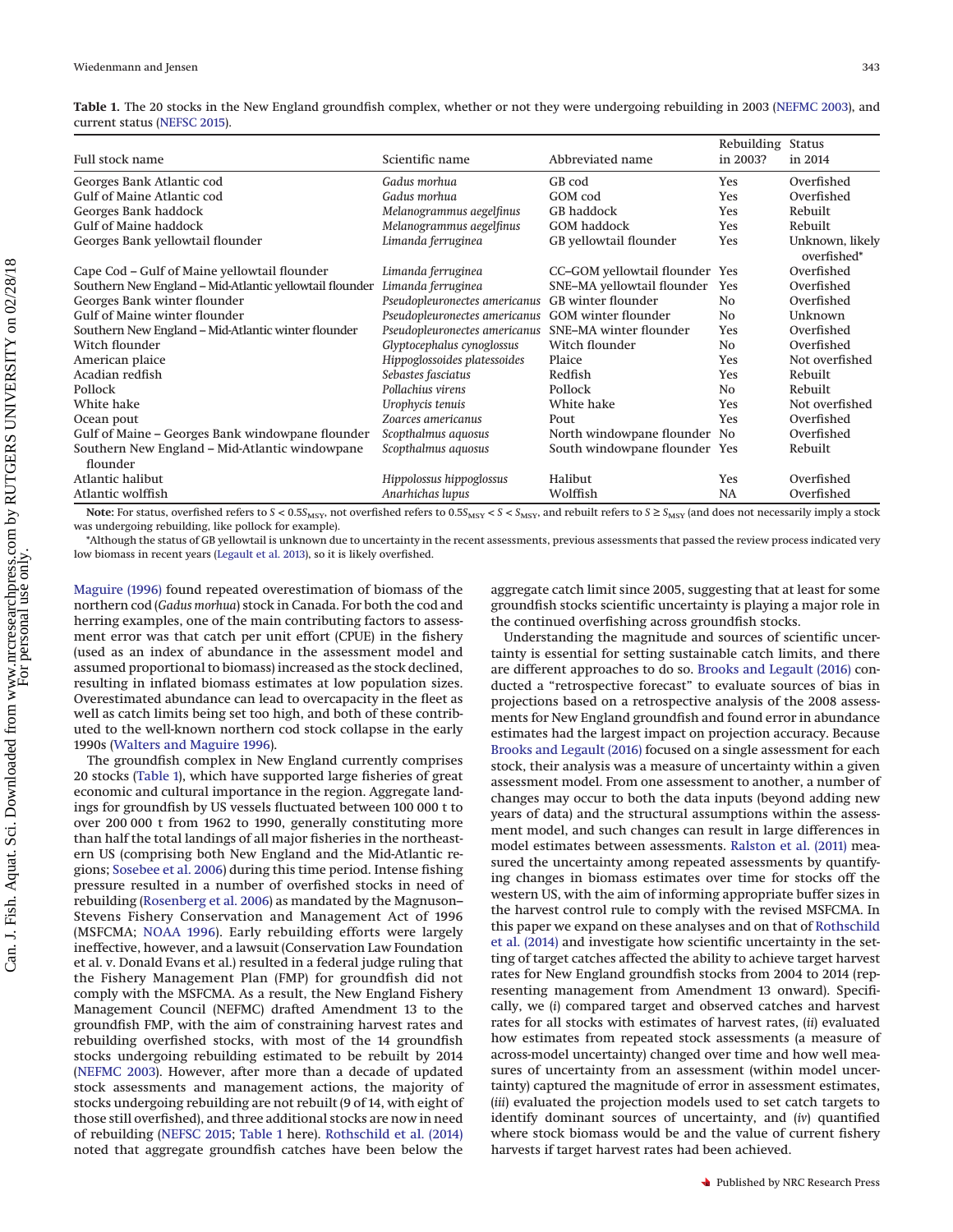**Table 1.** The 20 stocks in the New England groundfish complex, whether or not they were undergoing rebuilding in 2003 (NEFMC 2003), and current status (NEFSC 2015).

| Full stock name | Scientific name | Abbreviated name | Rebuilding in 2003? | Status in 2014 |
|---|---|---|---|---|
| Georges Bank Atlantic cod | *Gadus morhua* | GB cod | Yes | Overfished |
| Gulf of Maine Atlantic cod | *Gadus morhua* | GOM cod | Yes | Overfished |
| Georges Bank haddock | *Melanogrammus aegelfinus* | GB haddock | Yes | Rebuilt |
| Gulf of Maine haddock | *Melanogrammus aegelfinus* | GOM haddock | Yes | Rebuilt |
| Georges Bank yellowtail flounder | *Limanda ferruginea* | GB yellowtail flounder | Yes | Unknown, likely overfished* |
| Cape Cod – Gulf of Maine yellowtail flounder | *Limanda ferruginea* | CC–GOM yellowtail flounder | Yes | Overfished |
| Southern New England – Mid-Atlantic yellowtail flounder | *Limanda ferruginea* | SNE–MA yellowtail flounder | Yes | Overfished |
| Georges Bank winter flounder | *Pseudopleuronectes americanus* | GB winter flounder | No | Overfished |
| Gulf of Maine winter flounder | *Pseudopleuronectes americanus* | GOM winter flounder | No | Unknown |
| Southern New England – Mid-Atlantic winter flounder | *Pseudopleuronectes americanus* | SNE–MA winter flounder | Yes | Overfished |
| Witch flounder | *Glyptocephalus cynoglossus* | Witch flounder | No | Overfished |
| American plaice | *Hippoglossoides platessoides* | Plaice | Yes | Not overfished |
| Acadian redfish | *Sebastes fasciatus* | Redfish | Yes | Rebuilt |
| Pollock | *Pollachius virens* | Pollock | No | Rebuilt |
| White hake | *Urophycis tenuis* | White hake | Yes | Not overfished |
| Ocean pout | *Zoarces americanus* | Pout | Yes | Overfished |
| Gulf of Maine – Georges Bank windowpane flounder | *Scopthalmus aquosus* | North windowpane flounder | No | Overfished |
| Southern New England – Mid-Atlantic windowpane flounder | *Scopthalmus aquosus* | South windowpane flounder | Yes | Rebuilt |
| Atlantic halibut | *Hippolossus hippoglossus* | Halibut | Yes | Overfished |
| Atlantic wolffish | *Anarhichas lupus* | Wolffish | NA | Overfished |

**Note:** For status, overfished refers to $S < 0.5S_{\mathrm{MSY}}$, not overfished refers to $0.5S_{\mathrm{MSY}} < S < S_{\mathrm{MSY}}$, and rebuilt refers to $S \geq S_{\mathrm{MSY}}$ (and does not necessarily imply a stock was undergoing rebuilding, like pollock for example).

*Although the status of GB yellowtail is unknown due to uncertainty in the recent assessments, previous assessments that passed the review process indicated very low biomass in recent years (Legault et al. 2013), so it is likely overfished.

Maguire (1996) found repeated overestimation of biomass of the northern cod (*Gadus morhua*) stock in Canada. For both the cod and herring examples, one of the main contributing factors to assessment error was that catch per unit effort (CPUE) in the fishery (used as an index of abundance in the assessment model and assumed proportional to biomass) increased as the stock declined, resulting in inflated biomass estimates at low population sizes. Overestimated abundance can lead to overcapacity in the fleet as well as catch limits being set too high, and both of these contributed to the well-known northern cod stock collapse in the early 1990s (Walters and Maguire 1996).

The groundfish complex in New England currently comprises 20 stocks (Table 1), which have supported large fisheries of great economic and cultural importance in the region. Aggregate landings for groundfish by US vessels fluctuated between 100 000 t to over 200 000 t from 1962 to 1990, generally constituting more than half the total landings of all major fisheries in the northeastern US (comprising both New England and the Mid-Atlantic regions; Sosebee et al. 2006) during this time period. Intense fishing pressure resulted in a number of overfished stocks in need of rebuilding (Rosenberg et al. 2006) as mandated by the Magnuson–Stevens Fishery Conservation and Management Act of 1996 (MSFCMA; NOAA 1996). Early rebuilding efforts were largely ineffective, however, and a lawsuit (Conservation Law Foundation et al. v. Donald Evans et al.) resulted in a federal judge ruling that the Fishery Management Plan (FMP) for groundfish did not comply with the MSFCMA. As a result, the New England Fishery Management Council (NEFMC) drafted Amendment 13 to the groundfish FMP, with the aim of constraining harvest rates and rebuilding overfished stocks, with most of the 14 groundfish stocks undergoing rebuilding estimated to be rebuilt by 2014 (NEFMC 2003). However, after more than a decade of updated stock assessments and management actions, the majority of stocks undergoing rebuilding are not rebuilt (9 of 14, with eight of those still overfished), and three additional stocks are now in need of rebuilding (NEFSC 2015; Table 1 here). Rothschild et al. (2014) noted that aggregate groundfish catches have been below the aggregate catch limit since 2005, suggesting that at least for some groundfish stocks scientific uncertainty is playing a major role in the continued overfishing across groundfish stocks.

Understanding the magnitude and sources of scientific uncertainty is essential for setting sustainable catch limits, and there are different approaches to do so. Brooks and Legault (2016) conducted a "retrospective forecast" to evaluate sources of bias in projections based on a retrospective analysis of the 2008 assessments for New England groundfish and found error in abundance estimates had the largest impact on projection accuracy. Because Brooks and Legault (2016) focused on a single assessment for each stock, their analysis was a measure of uncertainty within a given assessment model. From one assessment to another, a number of changes may occur to both the data inputs (beyond adding new years of data) and the structural assumptions within the assessment model, and such changes can result in large differences in model estimates between assessments. Ralston et al. (2011) measured the uncertainty among repeated assessments by quantifying changes in biomass estimates over time for stocks off the western US, with the aim of informing appropriate buffer sizes in the harvest control rule to comply with the revised MSFCMA. In this paper we expand on these analyses and on that of Rothschild et al. (2014) and investigate how scientific uncertainty in the setting of target catches affected the ability to achieve target harvest rates for New England groundfish stocks from 2004 to 2014 (representing management from Amendment 13 onward). Specifically, we (*i*) compared target and observed catches and harvest rates for all stocks with estimates of harvest rates, (*ii*) evaluated how estimates from repeated stock assessments (a measure of across-model uncertainty) changed over time and how well measures of uncertainty from an assessment (within model uncertainty) captured the magnitude of error in assessment estimates, (*iii*) evaluated the projection models used to set catch targets to identify dominant sources of uncertainty, and (*iv*) quantified where stock biomass would be and the value of current fishery harvests if target harvest rates had been achieved.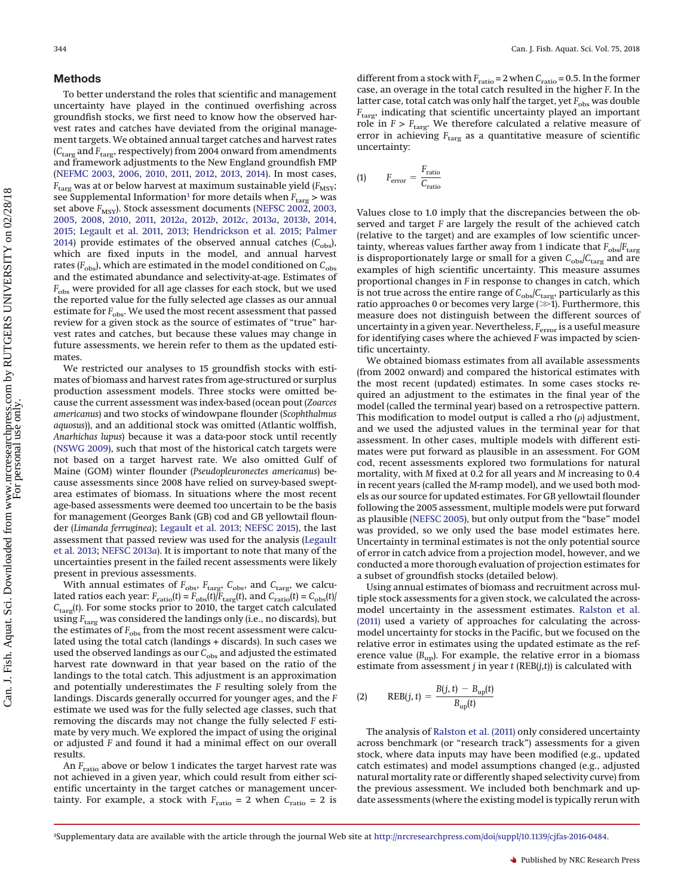## Methods

To better understand the roles that scientific and management uncertainty have played in the continued overfishing across groundfish stocks, we first need to know how the observed harvest rates and catches have deviated from the original management targets. We obtained annual target catches and harvest rates ($C_{targ}$ and $F_{targ}$, respectively) from 2004 onward from amendments and framework adjustments to the New England groundfish FMP (NEFMC 2003, 2006, 2010, 2011, 2012, 2013, 2014). In most cases, $F_{targ}$ was at or below harvest at maximum sustainable yield ($F_{MSY}$; see Supplemental Information[1] for more details when $F_{targ}$ > was set above $F_{MSY}$). Stock assessment documents (NEFSC 2002, 2003, 2005, 2008, 2010, 2011, 2012*a*, 2012*b*, 2012*c*, 2013*a*, 2013*b*, 2014, 2015; Legault et al. 2011, 2013; Hendrickson et al. 2015; Palmer 2014) provide estimates of the observed annual catches ($C_{obs}$), which are fixed inputs in the model, and annual harvest rates ($F_{obs}$), which are estimated in the model conditioned on $C_{obs}$ and the estimated abundance and selectivity-at-age. Estimates of $F_{obs}$ were provided for all age classes for each stock, but we used the reported value for the fully selected age classes as our annual estimate for $F_{obs}$. We used the most recent assessment that passed review for a given stock as the source of estimates of "true" harvest rates and catches, but because these values may change in future assessments, we herein refer to them as the updated estimates.

We restricted our analyses to 15 groundfish stocks with estimates of biomass and harvest rates from age-structured or surplus production assessment models. Three stocks were omitted because the current assessment was index-based (ocean pout (*Zoarces americanus*) and two stocks of windowpane flounder (*Scophthalmus aquosus*)), and an additional stock was omitted (Atlantic wolffish, *Anarhichas lupus*) because it was a data-poor stock until recently (NSWG 2009), such that most of the historical catch targets were not based on a target harvest rate. We also omitted Gulf of Maine (GOM) winter flounder (*Pseudopleuronectes americanus*) because assessments since 2008 have relied on survey-based swept-area estimates of biomass. In situations where the most recent age-based assessments were deemed too uncertain to be the basis for management (Georges Bank (GB) cod and GB yellowtail flounder (*Limanda ferruginea*); Legault et al. 2013; NEFSC 2015), the last assessment that passed review was used for the analysis (Legault et al. 2013; NEFSC 2013*a*). It is important to note that many of the uncertainties present in the failed recent assessments were likely present in previous assessments.

With annual estimates of $F_{obs}$, $F_{targ}$, $C_{obs}$, and $C_{targ}$, we calculated ratios each year: $F_{ratio}(t) = F_{obs}(t)/F_{targ}(t)$, and $C_{ratio}(t) = C_{obs}(t)/C_{targ}(t)$. For some stocks prior to 2010, the target catch calculated using $F_{targ}$ was considered the landings only (i.e., no discards), but the estimates of $F_{obs}$ from the most recent assessment were calculated using the total catch (landings + discards). In such cases we used the observed landings as our $C_{obs}$ and adjusted the estimated harvest rate downward in that year based on the ratio of the landings to the total catch. This adjustment is an approximation and potentially underestimates the $F$ resulting solely from the landings. Discards generally occurred for younger ages, and the $F$ estimate we used was for the fully selected age classes, such that removing the discards may not change the fully selected $F$ estimate by very much. We explored the impact of using the original or adjusted $F$ and found it had a minimal effect on our overall results.

An $F_{ratio}$ above or below 1 indicates the target harvest rate was not achieved in a given year, which could result from either scientific uncertainty in the target catches or management uncertainty. For example, a stock with $F_{ratio}$ = 2 when $C_{ratio}$ = 2 is different from a stock with $F_{ratio}$ = 2 when $C_{ratio}$ = 0.5. In the former case, an overage in the total catch resulted in the higher $F$. In the latter case, total catch was only half the target, yet $F_{obs}$ was double $F_{targ}$, indicating that scientific uncertainty played an important role in $F > F_{targ}$. We therefore calculated a relative measure of error in achieving $F_{targ}$ as a quantitative measure of scientific uncertainty:

$$(1) \qquad F_{error} = \frac{F_{ratio}}{C_{ratio}}$$

Values close to 1.0 imply that the discrepancies between the observed and target $F$ are largely the result of the achieved catch (relative to the target) and are examples of low scientific uncertainty, whereas values farther away from 1 indicate that $F_{obs}/F_{targ}$ is disproportionately large or small for a given $C_{obs}/C_{targ}$ and are examples of high scientific uncertainty. This measure assumes proportional changes in $F$ in response to changes in catch, which is not true across the entire range of $C_{obs}/C_{targ}$, particularly as this ratio approaches 0 or becomes very large ($\gg$1). Furthermore, this measure does not distinguish between the different sources of uncertainty in a given year. Nevertheless, $F_{error}$ is a useful measure for identifying cases where the achieved $F$ was impacted by scientific uncertainty.

We obtained biomass estimates from all available assessments (from 2002 onward) and compared the historical estimates with the most recent (updated) estimates. In some cases stocks required an adjustment to the estimates in the final year of the model (called the terminal year) based on a retrospective pattern. This modification to model output is called a rho ($\rho$) adjustment, and we used the adjusted values in the terminal year for that assessment. In other cases, multiple models with different estimates were put forward as plausible in an assessment. For GOM cod, recent assessments explored two formulations for natural mortality, with $M$ fixed at 0.2 for all years and $M$ increasing to 0.4 in recent years (called the $M$-ramp model), and we used both models as our source for updated estimates. For GB yellowtail flounder following the 2005 assessment, multiple models were put forward as plausible (NEFSC 2005), but only output from the "base" model was provided, so we only used the base model estimates here. Uncertainty in terminal estimates is not the only potential source of error in catch advice from a projection model, however, and we conducted a more thorough evaluation of projection estimates for a subset of groundfish stocks (detailed below).

Using annual estimates of biomass and recruitment across multiple stock assessments for a given stock, we calculated the across-model uncertainty in the assessment estimates. Ralston et al. (2011) used a variety of approaches for calculating the across-model uncertainty for stocks in the Pacific, but we focused on the relative error in estimates using the updated estimate as the reference value ($B_{up}$). For example, the relative error in a biomass estimate from assessment $j$ in year $t$ (REB($j$,$t$)) is calculated with

$$(2) \qquad \text{REB}(j, t) = \frac{B(j, t) - B_{up}(t)}{B_{up}(t)}$$

The analysis of Ralston et al. (2011) only considered uncertainty across benchmark (or "research track") assessments for a given stock, where data inputs may have been modified (e.g., updated catch estimates) and model assumptions changed (e.g., adjusted natural mortality rate or differently shaped selectivity curve) from the previous assessment. We included both benchmark and update assessments (where the existing model is typically rerun with

[1]Supplementary data are available with the article through the journal Web site at http://nrcresearchpress.com/doi/suppl/10.1139/cjfas-2016-0484.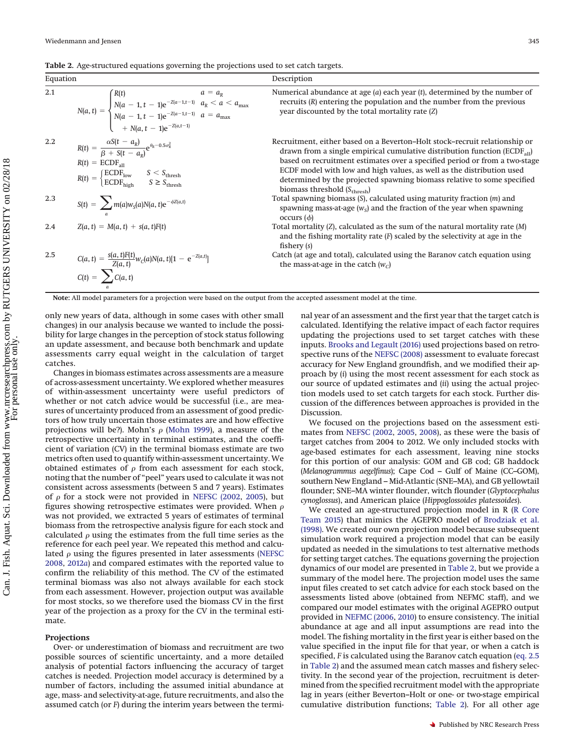**Table 2.** Age-structured equations governing the projections used to set catch targets.

| Equation | | Description |
|---|---|---|
| 2.1 | $N(a,t) = \begin{cases} R(t) & a = a_R \\ N(a-1,t-1)e^{-Z(a-1,t-1)} & a_R < a < a_{\max} \\ N(a-1,t-1)e^{-Z(a-1,t-1)} + N(a,t-1)e^{-Z(a,t-1)} & a = a_{\max} \end{cases}$ | Numerical abundance at age ($a$) each year ($t$), determined by the number of recruits ($R$) entering the population and the number from the previous year discounted by the total mortality rate ($Z$) |
| 2.2 | $R(t) = \dfrac{\alpha S(t-a_R)}{\beta + S(t-a_R)} e^{\theta_R - 0.5\sigma_R^2}$ <br> $R(t) = \text{ECDF}_{\text{all}}$ <br> $R(t) = \begin{cases} \text{ECDF}_{\text{low}} & S < S_{\text{thresh}} \\ \text{ECDF}_{\text{high}} & S \geq S_{\text{thresh}} \end{cases}$ | Recruitment, either based on a Beverton–Holt stock–recruit relationship or drawn from a single empirical cumulative distribution function ($\text{ECDF}_{\text{all}}$) based on recruitment estimates over a specified period or from a two-stage ECDF model with low and high values, as well as the distribution used determined by the projected spawning biomass relative to some specified biomass threshold ($S_{\text{thresh}}$) |
| 2.3 | $S(t) = \sum_a m(a) w_S(a) N(a,t) e^{-\phi Z(a,t)}$ | Total spawning biomass ($S$), calculated using maturity fraction ($m$) and spawning mass-at-age ($w_S$) and the fraction of the year when spawning occurs ($\phi$) |
| 2.4 | $Z(a,t) = M(a,t) + s(a,t)F(t)$ | Total mortality ($Z$), calculated as the sum of the natural mortality rate ($M$) and the fishing mortality rate ($F$) scaled by the selectivity at age in the fishery ($s$) |
| 2.5 | $C(a,t) = \dfrac{s(a,t)F(t)}{Z(a,t)} w_C(a) N(a,t)[1 - e^{-Z(a,t)}]$ <br> $C(t) = \sum_a C(a,t)$ | Catch (at age and total), calculated using the Baranov catch equation using the mass-at-age in the catch ($w_C$) |

**Note:** All model parameters for a projection were based on the output from the accepted assessment model at the time.

only new years of data, although in some cases with other small changes) in our analysis because we wanted to include the possibility for large changes in the perception of stock status following an update assessment, and because both benchmark and update assessments carry equal weight in the calculation of target catches.

Changes in biomass estimates across assessments are a measure of across-assessment uncertainty. We explored whether measures of within-assessment uncertainty were useful predictors of whether or not catch advice would be successful (i.e., are measures of uncertainty produced from an assessment of good predictors of how truly uncertain those estimates are and how effective projections will be?). Mohn's $\rho$ (Mohn 1999), a measure of the retrospective uncertainty in terminal estimates, and the coefficient of variation (CV) in the terminal biomass estimate are two metrics often used to quantify within-assessment uncertainty. We obtained estimates of $\rho$ from each assessment for each stock, noting that the number of "peel" years used to calculate it was not consistent across assessments (between 5 and 7 years). Estimates of $\rho$ for a stock were not provided in NEFSC (2002, 2005), but figures showing retrospective estimates were provided. When $\rho$ was not provided, we extracted 5 years of estimates of terminal biomass from the retrospective analysis figure for each stock and calculated $\rho$ using the estimates from the full time series as the reference for each peel year. We repeated this method and calculated $\rho$ using the figures presented in later assessments (NEFSC 2008, 2012*a*) and compared estimates with the reported value to confirm the reliability of this method. The CV of the estimated terminal biomass was also not always available for each stock from each assessment. However, projection output was available for most stocks, so we therefore used the biomass CV in the first year of the projection as a proxy for the CV in the terminal estimate.

### Projections

Over- or underestimation of biomass and recruitment are two possible sources of scientific uncertainty, and a more detailed analysis of potential factors influencing the accuracy of target catches is needed. Projection model accuracy is determined by a number of factors, including the assumed initial abundance at age, mass- and selectivity-at-age, future recruitments, and also the assumed catch (or $F$) during the interim years between the terminal year of an assessment and the first year that the target catch is calculated. Identifying the relative impact of each factor requires updating the projections used to set target catches with these inputs. Brooks and Legault (2016) used projections based on retrospective runs of the NEFSC (2008) assessment to evaluate forecast accuracy for New England groundfish, and we modified their approach by (*i*) using the most recent assessment for each stock as our source of updated estimates and (*ii*) using the actual projection models used to set catch targets for each stock. Further discussion of the differences between approaches is provided in the Discussion.

We focused on the projections based on the assessment estimates from NEFSC (2002, 2005, 2008), as these were the basis of target catches from 2004 to 2012. We only included stocks with age-based estimates for each assessment, leaving nine stocks for this portion of our analysis: GOM and GB cod; GB haddock (*Melanogrammus aegelfinus*); Cape Cod – Gulf of Maine (CC–GOM), southern New England – Mid-Atlantic (SNE–MA), and GB yellowtail flounder; SNE–MA winter flounder, witch flounder (*Glyptocephalus cynoglossus*), and American plaice (*Hippoglossoides platessoides*).

We created an age-structured projection model in R (R Core Team 2015) that mimics the AGEPRO model of Brodziak et al. (1998). We created our own projection model because subsequent simulation work required a projection model that can be easily updated as needed in the simulations to test alternative methods for setting target catches. The equations governing the projection dynamics of our model are presented in Table 2, but we provide a summary of the model here. The projection model uses the same input files created to set catch advice for each stock based on the assessments listed above (obtained from NEFMC staff), and we compared our model estimates with the original AGEPRO output provided in NEFMC (2006, 2010) to ensure consistency. The initial abundance at age and all input assumptions are read into the model. The fishing mortality in the first year is either based on the value specified in the input file for that year, or when a catch is specified, $F$ is calculated using the Baranov catch equation (eq. 2.5 in Table 2) and the assumed mean catch masses and fishery selectivity. In the second year of the projection, recruitment is determined from the specified recruitment model with the appropriate lag in years (either Beverton–Holt or one- or two-stage empirical cumulative distribution functions; Table 2). For all other age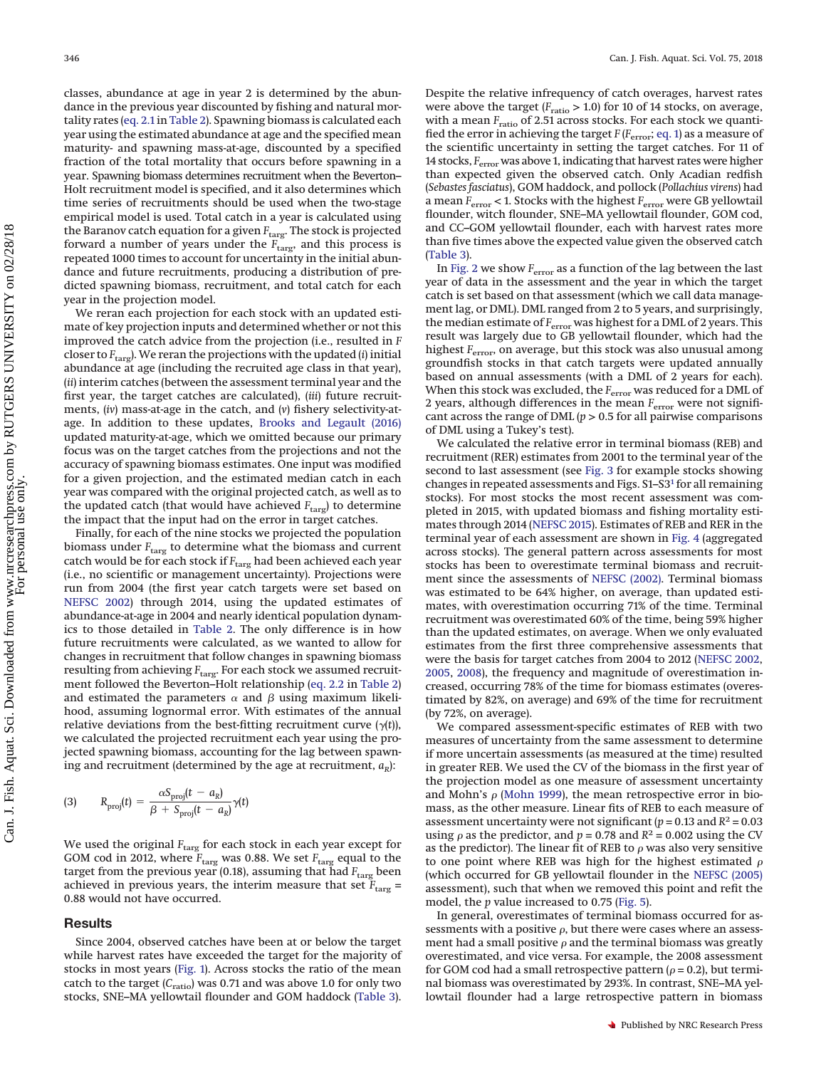classes, abundance at age in year 2 is determined by the abundance in the previous year discounted by fishing and natural mortality rates (eq. 2.1 in Table 2). Spawning biomass is calculated each year using the estimated abundance at age and the specified mean maturity- and spawning mass-at-age, discounted by a specified fraction of the total mortality that occurs before spawning in a year. Spawning biomass determines recruitment when the Beverton–Holt recruitment model is specified, and it also determines which time series of recruitments should be used when the two-stage empirical model is used. Total catch in a year is calculated using the Baranov catch equation for a given $F_{\text{targ}}$. The stock is projected forward a number of years under the $F_{\text{targ}}$, and this process is repeated 1000 times to account for uncertainty in the initial abundance and future recruitments, producing a distribution of predicted spawning biomass, recruitment, and total catch for each year in the projection model.

We reran each projection for each stock with an updated estimate of key projection inputs and determined whether or not this improved the catch advice from the projection (i.e., resulted in $F$ closer to $F_{\text{targ}}$). We reran the projections with the updated (*i*) initial abundance at age (including the recruited age class in that year), (*ii*) interim catches (between the assessment terminal year and the first year, the target catches, are calculated), (*iii*) future recruitments, (*iv*) mass-at-age in the catch, and (*v*) fishery selectivity-at-age. In addition to these updates, Brooks and Legault (2016) updated maturity-at-age, which we omitted because our primary focus was on the target catches from the projections and not the accuracy of spawning biomass estimates. One input was modified for a given projection, and the estimated median catch in each year was compared with the original projected catch, as well as to the updated catch (that would have achieved $F_{\text{targ}}$) to determine the impact that the input had on the error in target catches.

Finally, for each of the nine stocks we projected the population biomass under $F_{\text{targ}}$ to determine what the biomass and current catch would be for each stock if $F_{\text{targ}}$ had been achieved each year (i.e., no scientific or management uncertainty). Projections were run from 2004 (the first year catch targets were set based on NEFSC 2002) through 2014, using the updated estimates of abundance-at-age in 2004 and nearly identical population dynamics to those detailed in Table 2. The only difference is in how future recruitments were calculated, as we wanted to allow for changes in recruitment that follow changes in spawning biomass resulting from achieving $F_{\text{targ}}$. For each stock we assumed recruitment followed the Beverton–Holt relationship (eq. 2.2 in Table 2) and estimated the parameters $\alpha$ and $\beta$ using maximum likelihood, assuming lognormal error. With estimates of the annual relative deviations from the best-fitting recruitment curve ($\gamma(t)$), we calculated the projected recruitment each year using the projected spawning biomass, accounting for the lag between spawning and recruitment (determined by the age at recruitment, $a_R$):

$$(3) \qquad R_{\text{proj}}(t) = \frac{\alpha S_{\text{proj}}(t - a_R)}{\beta + S_{\text{proj}}(t - a_R)} \gamma(t)$$

We used the original $F_{\text{targ}}$ for each stock in each year except for GOM cod in 2012, where $F_{\text{targ}}$ was 0.88. We set $F_{\text{targ}}$ equal to the target from the previous year (0.18), assuming that had $F_{\text{targ}}$ been achieved in previous years, the interim measure that set $F_{\text{targ}}$ = 0.88 would not have occurred.

## Results

Since 2004, observed catches have been at or below the target while harvest rates have exceeded the target for the majority of stocks in most years (Fig. 1). Across stocks the ratio of the mean catch to the target ($C_{\text{ratio}}$) was 0.71 and was above 1.0 for only two stocks, SNE–MA yellowtail flounder and GOM haddock (Table 3). Despite the relative infrequency of catch overages, harvest rates were above the target ($F_{\text{ratio}} > 1.0$) for 10 of 14 stocks, on average, with a mean $F_{\text{ratio}}$ of 2.51 across stocks. For each stock we quantified the error in achieving the target $F$ ($F_{\text{error}}$; eq. 1) as a measure of the scientific uncertainty in setting the target catches. For 11 of 14 stocks, $F_{\text{error}}$ was above 1, indicating that harvest rates were higher than expected given the observed catch. Only Acadian redfish (*Sebastes fasciatus*), GOM haddock, and pollock (*Pollachius virens*) had a mean $F_{\text{error}} < 1$. Stocks with the highest $F_{\text{error}}$ were GB yellowtail flounder, witch flounder, SNE–MA yellowtail flounder, GOM cod, and CC–GOM yellowtail flounder, each with harvest rates more than five times above the expected value given the observed catch (Table 3).

In Fig. 2 we show $F_{\text{error}}$ as a function of the lag between the last year of data in the assessment and the year in which the target catch is set based on that assessment (which we call data management lag, or DML). DML ranged from 2 to 5 years, and surprisingly, the median estimate of $F_{\text{error}}$ was highest for a DML of 2 years. This result was largely due to GB yellowtail flounder, which had the highest $F_{\text{error}}$, on average, but this stock was also unusual among groundfish stocks in that catch targets were updated annually based on annual assessments (with a DML of 2 years for each). When this stock was excluded, the $F_{\text{error}}$ was reduced for a DML of 2 years, although differences in the mean $F_{\text{error}}$ were not significant across the range of DML ($p > 0.5$ for all pairwise comparisons of DML using a Tukey's test).

We calculated the relative error in terminal biomass (REB) and recruitment (RER) estimates from 2001 to the terminal year of the second to last assessment (see Fig. 3 for example stocks showing changes in repeated assessments and Figs. S1–S3[1] for all remaining stocks). For most stocks the most recent assessment was completed in 2015, with updated biomass and fishing mortality estimates through 2014 (NEFSC 2015). Estimates of REB and RER in the terminal year of each assessment are shown in Fig. 4 (aggregated across stocks). The general pattern across assessments for most stocks has been to overestimate terminal biomass and recruitment since the assessments of NEFSC (2002). Terminal biomass was estimated to be 64% higher, on average, than updated estimates, with overestimation occurring 71% of the time. Terminal recruitment was overestimated 60% of the time, being 59% higher than the updated estimates, on average. When we only evaluated estimates from the first three comprehensive assessments that were the basis for target catches from 2004 to 2012 (NEFSC 2002, 2005, 2008), the frequency and magnitude of overestimation increased, occurring 78% of the time for biomass estimates (overestimated by 82%, on average) and 69% of the time for recruitment (by 72%, on average).

We compared assessment-specific estimates of REB with two measures of uncertainty from the same assessment to determine if more uncertain assessments (as measured at the time) resulted in greater REB. We used the CV of the biomass in the first year of the projection model as one measure of assessment uncertainty and Mohn's $\rho$ (Mohn 1999), the mean retrospective error in biomass, as the other measure. Linear fits of REB to each measure of assessment uncertainty were not significant ($p = 0.13$ and $R^2 = 0.03$ using $\rho$ as the predictor, and $p = 0.78$ and $R^2 = 0.002$ using the CV as the predictor). The linear fit of REB to $\rho$ was also very sensitive to one point where REB was high for the highest estimated $\rho$ (which occurred for GB yellowtail flounder in the NEFSC (2005) assessment), such that when we removed this point and refit the model, the $p$ value increased to 0.75 (Fig. 5).

In general, overestimates of terminal biomass occurred for assessments with a positive $\rho$, but there were cases where an assessment had a small positive $\rho$ and the terminal biomass was greatly overestimated, and vice versa. For example, the 2008 assessment for GOM cod had a small retrospective pattern ($\rho = 0.2$), but terminal biomass was overestimated by 293%. In contrast, SNE–MA yellowtail flounder had a large retrospective pattern in biomass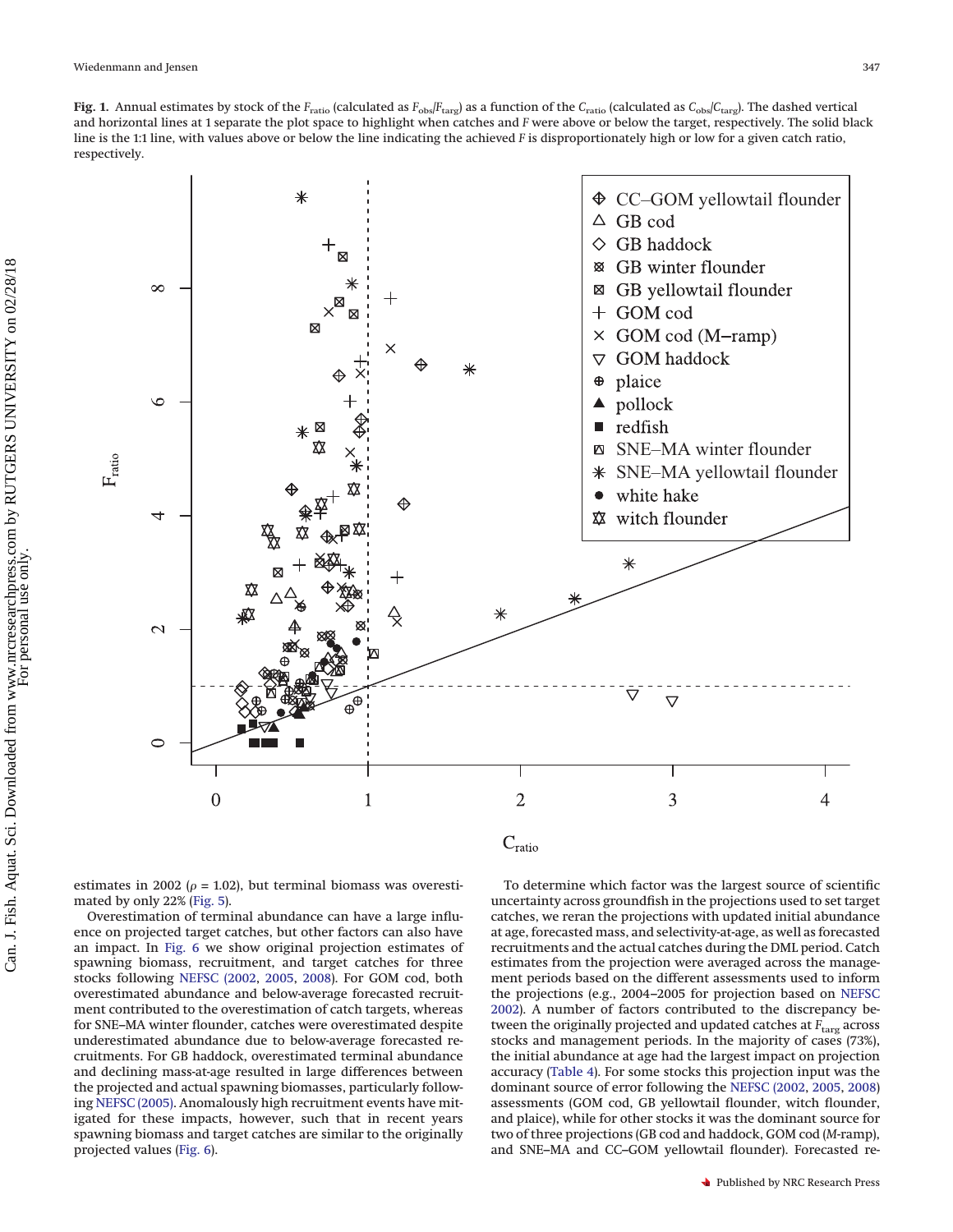**Fig. 1.** Annual estimates by stock of the $F_{ratio}$ (calculated as $F_{obs}/F_{targ}$) as a function of the $C_{ratio}$ (calculated as $C_{obs}/C_{targ}$). The dashed vertical and horizontal lines at 1 separate the plot space to highlight when catches and $F$ were above or below the target, respectively. The solid black line is the 1:1 line, with values above or below the line indicating the achieved $F$ is disproportionately high or low for a given catch ratio, respectively.

estimates in 2002 ($\rho$ = 1.02), but terminal biomass was overestimated by only 22% (Fig. 5).

Overestimation of terminal abundance can have a large influence on projected target catches, but other factors can also have an impact. In Fig. 6 we show original projection estimates of spawning biomass, recruitment, and target catches for three stocks following NEFSC (2002, 2005, 2008). For GOM cod, both overestimated abundance and below-average forecasted recruitment contributed to the overestimation of catch targets, whereas for SNE–MA winter flounder, catches were overestimated despite underestimated abundance due to below-average forecasted recruitments. For GB haddock, overestimated terminal abundance and declining mass-at-age resulted in large differences between the projected and actual spawning biomasses, particularly following NEFSC (2005). Anomalously high recruitment events have mitigated for these impacts, however, such that in recent years spawning biomass and target catches are similar to the originally projected values (Fig. 6).

To determine which factor was the largest source of scientific uncertainty across groundfish in the projections used to set target catches, we reran the projections with updated initial abundance at age, forecasted mass, and selectivity-at-age, as well as forecasted recruitments and the actual catches during the DML period. Catch estimates from the projection were averaged across the management periods based on the different assessments used to inform the projections (e.g., 2004–2005 for projection based on NEFSC 2002). A number of factors contributed to the discrepancy between the originally projected and updated catches at $F_{targ}$ across stocks and management periods. In the majority of cases (73%), the initial abundance at age had the largest impact on projection accuracy (Table 4). For some stocks this projection input was the dominant source of error following the NEFSC (2002, 2005, 2008) assessments (GOM cod, GB yellowtail flounder, witch flounder, and plaice), while for other stocks it was the dominant source for two of three projections (GB cod and haddock, GOM cod (*M*-ramp), and SNE–MA and CC–GOM yellowtail flounder). Forecasted re-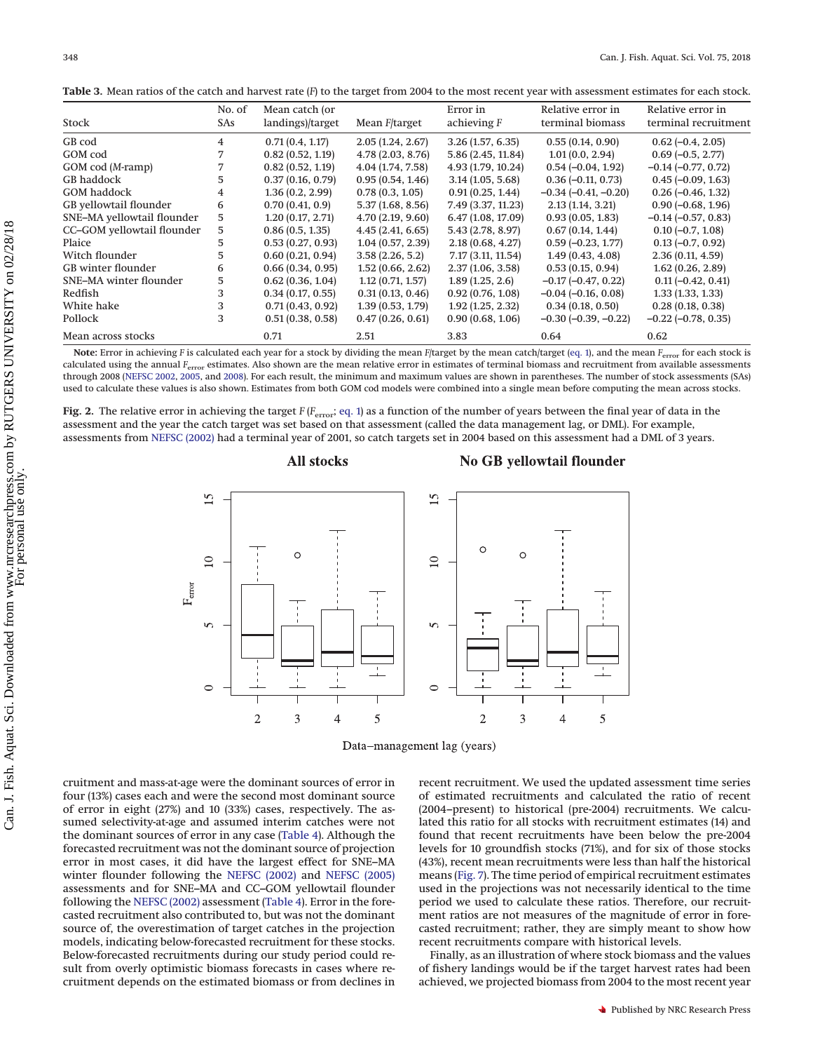**Table 3.** Mean ratios of the catch and harvest rate ($F$) to the target from 2004 to the most recent year with assessment estimates for each stock.

| Stock | No. of SAs | Mean catch (or landings)/target | Mean $F$/target | Error in achieving $F$ | Relative error in terminal biomass | Relative error in terminal recruitment |
|---|---|---|---|---|---|---|
| GB cod | 4 | 0.71 (0.4, 1.17) | 2.05 (1.24, 2.67) | 3.26 (1.57, 6.35) | 0.55 (0.14, 0.90) | 0.62 (−0.4, 2.05) |
| GOM cod | 7 | 0.82 (0.52, 1.19) | 4.78 (2.03, 8.76) | 5.86 (2.45, 11.84) | 1.01 (0.0, 2.94) | 0.69 (−0.5, 2.77) |
| GOM cod ($M$-ramp) | 7 | 0.82 (0.52, 1.19) | 4.04 (1.74, 7.58) | 4.93 (1.79, 10.24) | 0.54 (−0.04, 1.92) | −0.14 (−0.77, 0.72) |
| GB haddock | 5 | 0.37 (0.16, 0.79) | 0.95 (0.54, 1.46) | 3.14 (1.05, 5.68) | 0.36 (−0.11, 0.73) | 0.45 (−0.09, 1.63) |
| GOM haddock | 4 | 1.36 (0.2, 2.99) | 0.78 (0.3, 1.05) | 0.91 (0.25, 1.44) | −0.34 (−0.41, −0.20) | 0.26 (−0.46, 1.32) |
| GB yellowtail flounder | 6 | 0.70 (0.41, 0.9) | 5.37 (1.68, 8.56) | 7.49 (3.37, 11.23) | 2.13 (1.14, 3.21) | 0.90 (−0.68, 1.96) |
| SNE–MA yellowtail flounder | 5 | 1.20 (0.17, 2.71) | 4.70 (2.19, 9.60) | 6.47 (1.08, 17.09) | 0.93 (0.05, 1.83) | −0.14 (−0.57, 0.83) |
| CC–GOM yellowtail flounder | 5 | 0.86 (0.5, 1.35) | 4.45 (2.41, 6.65) | 5.43 (2.78, 8.97) | 0.67 (0.14, 1.44) | 0.10 (−0.7, 1.08) |
| Plaice | 5 | 0.53 (0.27, 0.93) | 1.04 (0.57, 2.39) | 2.18 (0.68, 4.27) | 0.59 (−0.23, 1.77) | 0.13 (−0.7, 0.92) |
| Witch flounder | 5 | 0.60 (0.21, 0.94) | 3.58 (2.26, 5.2) | 7.17 (3.11, 11.54) | 1.49 (0.43, 4.08) | 2.36 (0.11, 4.59) |
| GB winter flounder | 6 | 0.66 (0.34, 0.95) | 1.52 (0.66, 2.62) | 2.37 (1.06, 3.58) | 0.53 (0.15, 0.94) | 1.62 (0.26, 2.89) |
| SNE–MA winter flounder | 5 | 0.62 (0.36, 1.04) | 1.12 (0.71, 1.57) | 1.89 (1.25, 2.6) | −0.17 (−0.47, 0.22) | 0.11 (−0.42, 0.41) |
| Redfish | 3 | 0.34 (0.17, 0.55) | 0.31 (0.13, 0.46) | 0.92 (0.76, 1.08) | −0.04 (−0.16, 0.08) | 1.33 (1.33, 1.33) |
| White hake | 3 | 0.71 (0.43, 0.92) | 1.39 (0.53, 1.79) | 1.92 (1.25, 2.32) | 0.34 (0.18, 0.50) | 0.28 (0.18, 0.38) |
| Pollock | 3 | 0.51 (0.38, 0.58) | 0.47 (0.26, 0.61) | 0.90 (0.68, 1.06) | −0.30 (−0.39, −0.22) | −0.22 (−0.78, 0.35) |
| Mean across stocks | | 0.71 | 2.51 | 3.83 | 0.64 | 0.62 |

**Note:** Error in achieving $F$ is calculated each year for a stock by dividing the mean $F$/target by the mean catch/target (eq. 1), and the mean $F_{error}$ for each stock is calculated using the annual $F_{error}$ estimates. Also shown are the mean relative error in estimates of terminal biomass and recruitment from available assessments through 2008 (NEFSC 2002, 2005, and 2008). For each result, the minimum and maximum values are shown in parentheses. The number of stock assessments (SAs) used to calculate these values is also shown. Estimates from both GOM cod models were combined into a single mean before computing the mean across stocks.

**Fig. 2.** The relative error in achieving the target $F$ ($F_{error}$; eq. 1) as a function of the number of years between the final year of data in the assessment and the year the catch target was set based on that assessment (called the data management lag, or DML). For example, assessments from NEFSC (2002) had a terminal year of 2001, so catch targets set in 2004 based on this assessment had a DML of 3 years.

cruitment and mass-at-age were the dominant sources of error in four (13%) cases each and were the second most dominant source of error in eight (27%) and 10 (33%) cases, respectively. The assumed selectivity-at-age and assumed interim catches were not the dominant sources of error in any case (Table 4). Although the forecasted recruitment was not the dominant source of projection error in most cases, it did have the largest effect for SNE–MA winter flounder following the NEFSC (2002) and NEFSC (2005) assessments and for SNE–MA and CC–GOM yellowtail flounder following the NEFSC (2002) assessment (Table 4). Error in the forecasted recruitment also contributed to, but was not the dominant source of, the overestimation of target catches in the projection models, indicating below-forecasted recruitment for these stocks. Below-forecasted recruitments during our study period could result from overly optimistic biomass forecasts in cases where recruitment depends on the estimated biomass or from declines in recent recruitment. We used the updated assessment time series of estimated recruitments and calculated the ratio of recent (2004–present) to historical (pre-2004) recruitments. We calculated this ratio for all stocks with recruitment estimates (14) and found that recent recruitments have been below the pre-2004 levels for 10 groundfish stocks (71%), and for six of those stocks (43%), recent mean recruitments were less than half the historical means (Fig. 7). The time period of empirical recruitment estimates used in the projections was not necessarily identical to the time period we used to calculate these ratios. Therefore, our recruitment ratios are not measures of the magnitude of error in forecasted recruitment; rather, they are simply meant to show how recent recruitments compare with historical levels.

Finally, as an illustration of where stock biomass and the values of fishery landings would be if the target harvest rates had been achieved, we projected biomass from 2004 to the most recent year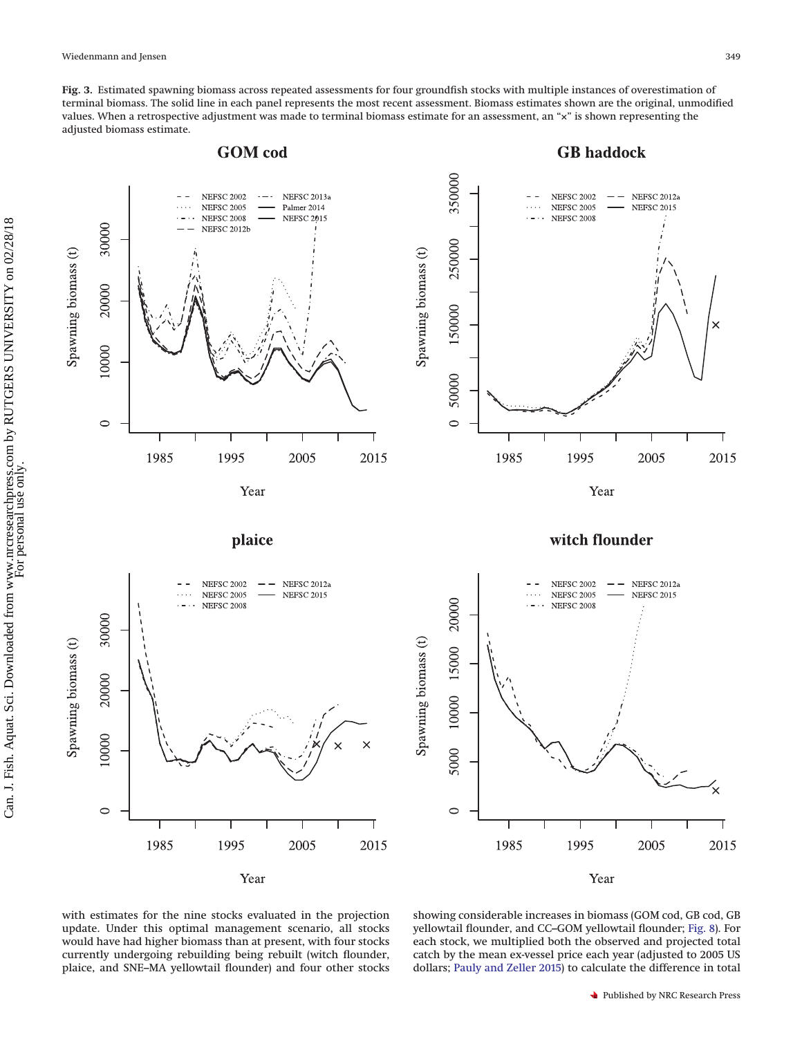**Fig. 3.** Estimated spawning biomass across repeated assessments for four groundfish stocks with multiple instances of overestimation of terminal biomass. The solid line in each panel represents the most recent assessment. Biomass estimates shown are the original, unmodified values. When a retrospective adjustment was made to terminal biomass estimate for an assessment, an "×" is shown representing the adjusted biomass estimate.

with estimates for the nine stocks evaluated in the projection update. Under this optimal management scenario, all stocks would have had higher biomass than at present, with four stocks currently undergoing rebuilding being rebuilt (witch flounder, plaice, and SNE–MA yellowtail flounder) and four other stocks showing considerable increases in biomass (GOM cod, GB cod, GB yellowtail flounder, and CC–GOM yellowtail flounder; Fig. 8). For each stock, we multiplied both the observed and projected total catch by the mean ex-vessel price each year (adjusted to 2005 US dollars; Pauly and Zeller 2015) to calculate the difference in total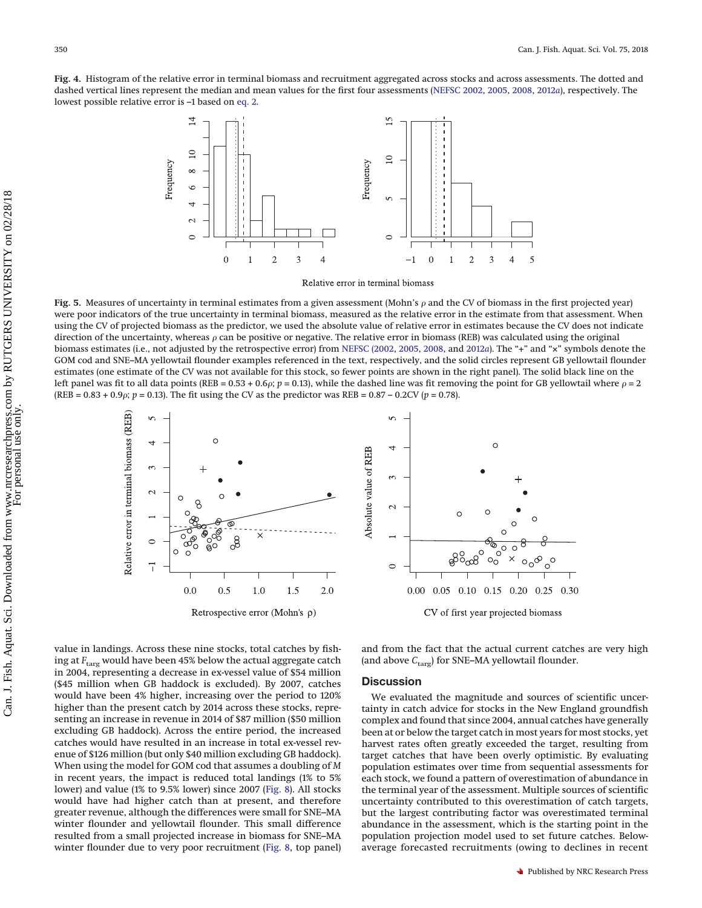**Fig. 4.** Histogram of the relative error in terminal biomass and recruitment aggregated across stocks and across assessments. The dotted and dashed vertical lines represent the median and mean values for the first four assessments (NEFSC 2002, 2005, 2008, 2012*a*), respectively. The lowest possible relative error is –1 based on eq. 2.

**Fig. 5.** Measures of uncertainty in terminal estimates from a given assessment (Mohn's $\rho$ and the CV of biomass in the first projected year) were poor indicators of the true uncertainty in terminal biomass, measured as the relative error in the estimate from that assessment. When using the CV of projected biomass as the predictor, we used the absolute value of relative error in estimates because the CV does not indicate direction of the uncertainty, whereas $\rho$ can be positive or negative. The relative error in biomass (REB) was calculated using the original biomass estimates (i.e., not adjusted by the retrospective error) from NEFSC (2002, 2005, 2008, and 2012*a*). The "+" and "×" symbols denote the GOM cod and SNE–MA yellowtail flounder examples referenced in the text, respectively, and the solid circles represent GB yellowtail flounder estimates (one estimate of the CV was not available for this stock, so fewer points are shown in the right panel). The solid black line on the left panel was fit to all data points (REB = 0.53 + 0.6$\rho$; $p$ = 0.13), while the dashed line was fit removing the point for GB yellowtail where $\rho$ = 2 (REB = 0.83 + 0.9$\rho$; $p$ = 0.13). The fit using the CV as the predictor was REB = 0.87 − 0.2CV ($p$ = 0.78).

value in landings. Across these nine stocks, total catches by fishing at $F_{\text{targ}}$ would have been 45% below the actual aggregate catch in 2004, representing a decrease in ex-vessel value of $54 million ($45 million when GB haddock is excluded). By 2007, catches would have been 4% higher, increasing over the period to 120% higher than the present catch by 2014 across these stocks, representing an increase in revenue in 2014 of $87 million ($50 million excluding GB haddock). Across the entire period, the increased catches would have resulted in an increase in total ex-vessel revenue of $126 million (but only $40 million excluding GB haddock). When using the model for GOM cod that assumes a doubling of $M$ in recent years, the impact is reduced total landings (1% to 5% lower) and value (1% to 9.5% lower) since 2007 (Fig. 8). All stocks would have had higher catch than at present, and therefore greater revenue, although the differences were small for SNE–MA winter flounder and yellowtail flounder. This small difference resulted from a small projected increase in biomass for SNE–MA winter flounder due to very poor recruitment (Fig. 8, top panel) and from the fact that the actual current catches are very high (and above $C_{\text{targ}}$) for SNE–MA yellowtail flounder.

## Discussion

We evaluated the magnitude and sources of scientific uncertainty in catch advice for stocks in the New England groundfish complex and found that since 2004, annual catches have generally been at or below the target catch in most years for most stocks, yet harvest rates often greatly exceeded the target, resulting from target catches that have been overly optimistic. By evaluating population estimates over time from sequential assessments for each stock, we found a pattern of overestimation of abundance in the terminal year of the assessment. Multiple sources of scientific uncertainty contributed to this overestimation of catch targets, but the largest contributing factor was overestimated terminal abundance in the assessment, which is the starting point in the population projection model used to set future catches. Below-average forecasted recruitments (owing to declines in recent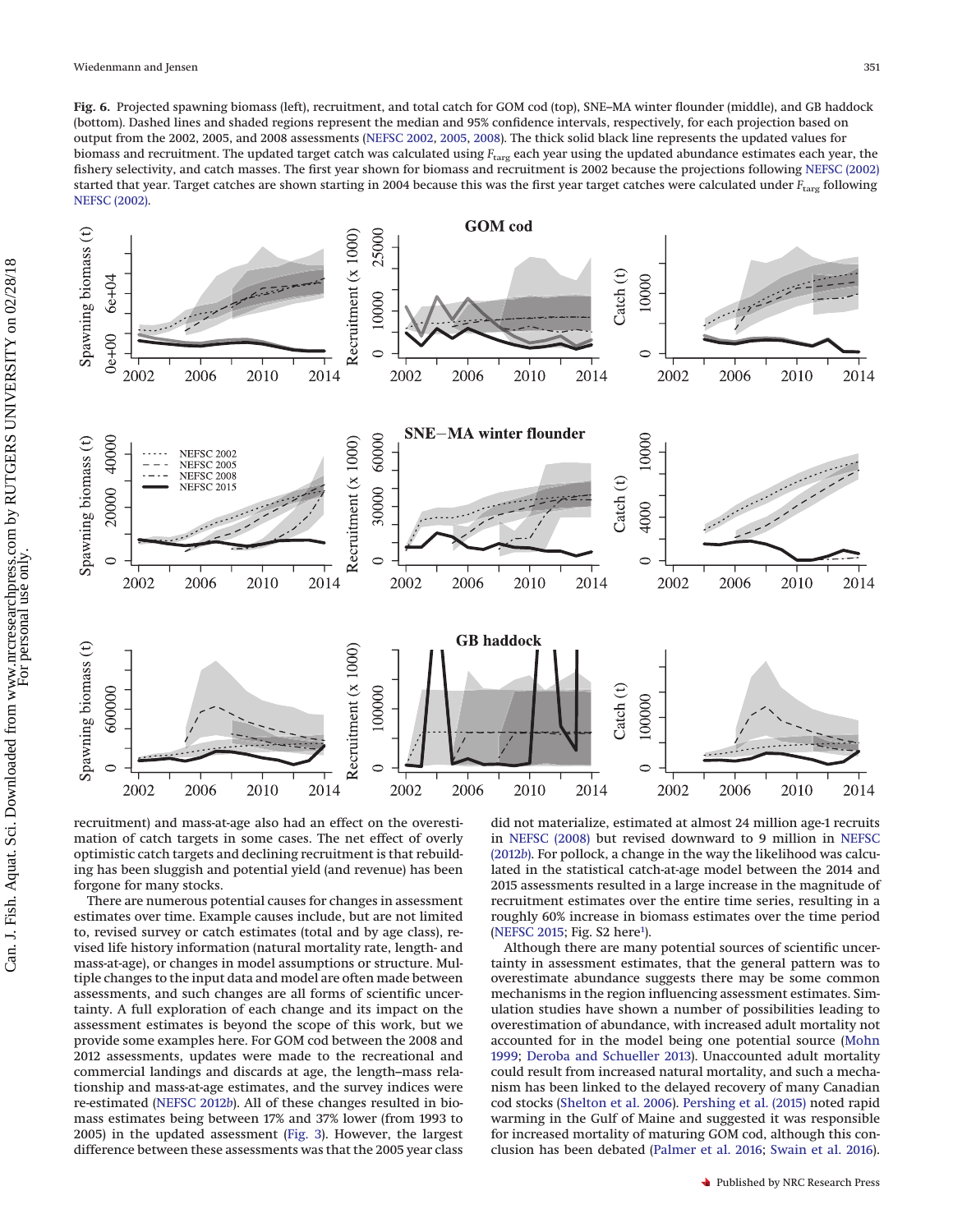**Fig. 6.** Projected spawning biomass (left), recruitment, and total catch for GOM cod (top), SNE–MA winter flounder (middle), and GB haddock (bottom). Dashed lines and shaded regions represent the median and 95% confidence intervals, respectively, for each projection based on output from the 2002, 2005, and 2008 assessments (NEFSC 2002, 2005, 2008). The thick solid black line represents the updated values for biomass and recruitment. The updated target catch was calculated using $F_{targ}$ each year using the updated abundance estimates each year, the fishery selectivity, and catch masses. The first year shown for biomass and recruitment is 2002 because the projections following NEFSC (2002) started that year. Target catches are shown starting in 2004 because this was the first year target catches were calculated under $F_{targ}$ following NEFSC (2002).

recruitment) and mass-at-age also had an effect on the overestimation of catch targets in some cases. The net effect of overly optimistic catch targets and declining recruitment is that rebuilding has been sluggish and potential yield (and revenue) has been forgone for many stocks.

There are numerous potential causes for changes in assessment estimates over time. Example causes include, but are not limited to, revised survey or catch estimates (total and by age class), revised life history information (natural mortality rate, length- and mass-at-age), or changes in model assumptions or structure. Multiple changes to the input data and model are often made between assessments, and such changes are all forms of scientific uncertainty. A full exploration of each change and its impact on the assessment estimates is beyond the scope of this work, but we provide some examples here. For GOM cod between the 2008 and 2012 assessments, updates were made to the recreational and commercial landings and discards at age, the length–mass relationship and mass-at-age estimates, and the survey indices were re-estimated (NEFSC 2012*b*). All of these changes resulted in biomass estimates being between 17% and 37% lower (from 1993 to 2005) in the updated assessment (Fig. 3). However, the largest difference between these assessments was that the 2005 year class did not materialize, estimated at almost 24 million age-1 recruits in NEFSC (2008) but revised downward to 9 million in NEFSC (2012*b*). For pollock, a change in the way the likelihood was calculated in the statistical catch-at-age model between the 2014 and 2015 assessments resulted in a large increase in the magnitude of recruitment estimates over the entire time series, resulting in a roughly 60% increase in biomass estimates over the time period (NEFSC 2015; Fig. S2 here[1]).

Although there are many potential sources of scientific uncertainty in assessment estimates, that the general pattern was to overestimate abundance suggests there may be some common mechanisms in the region influencing assessment estimates. Simulation studies have shown a number of possibilities leading to overestimation of abundance, with increased adult mortality not accounted for in the model being one potential source (Mohn 1999; Deroba and Schueller 2013). Unaccounted adult mortality could result from increased natural mortality, and such a mechanism has been linked to the delayed recovery of many Canadian cod stocks (Shelton et al. 2006). Pershing et al. (2015) noted rapid warming in the Gulf of Maine and suggested it was responsible for increased mortality of maturing GOM cod, although this conclusion has been debated (Palmer et al. 2016; Swain et al. 2016).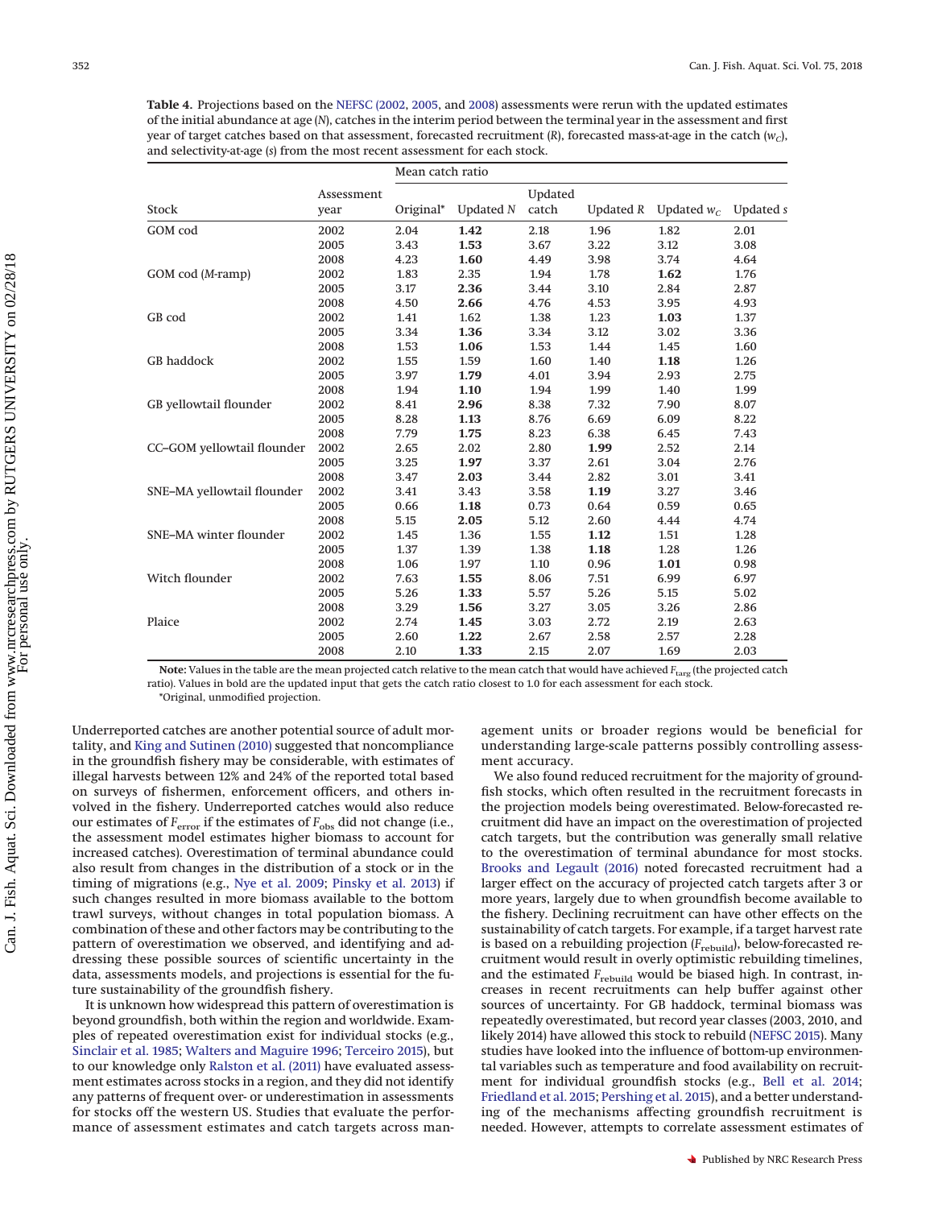**Table 4.** Projections based on the NEFSC (2002, 2005, and 2008) assessments were rerun with the updated estimates of the initial abundance at age (*N*), catches in the interim period between the terminal year in the assessment and first year of target catches based on that assessment, forecasted recruitment (*R*), forecasted mass-at-age in the catch ($w_C$), and selectivity-at-age (*s*) from the most recent assessment for each stock.

| | | Mean catch ratio | | | | | |
|---|---|---|---|---|---|---|---|
| Stock | Assessment year | Original* | Updated *N* | Updated catch | Updated *R* | Updated $w_C$ | Updated *s* |
| GOM cod | 2002 | 2.04 | **1.42** | 2.18 | 1.96 | 1.82 | 2.01 |
| | 2005 | 3.43 | **1.53** | 3.67 | 3.22 | 3.12 | 3.08 |
| | 2008 | 4.23 | **1.60** | 4.49 | 3.98 | 3.74 | 4.64 |
| GOM cod (*M*-ramp) | 2002 | 1.83 | 2.35 | 1.94 | 1.78 | **1.62** | 1.76 |
| | 2005 | 3.17 | **2.36** | 3.44 | 3.10 | 2.84 | 2.87 |
| | 2008 | 4.50 | **2.66** | 4.76 | 4.53 | 3.95 | 4.93 |
| GB cod | 2002 | 1.41 | 1.62 | 1.38 | 1.23 | **1.03** | 1.37 |
| | 2005 | 3.34 | **1.36** | 3.34 | 3.12 | 3.02 | 3.36 |
| | 2008 | 1.53 | **1.06** | 1.53 | 1.44 | 1.45 | 1.60 |
| GB haddock | 2002 | 1.55 | 1.59 | 1.60 | 1.40 | **1.18** | 1.26 |
| | 2005 | 3.97 | **1.79** | 4.01 | 3.94 | 2.93 | 2.75 |
| | 2008 | 1.94 | **1.10** | 1.94 | 1.99 | 1.40 | 1.99 |
| GB yellowtail flounder | 2002 | 8.41 | **2.96** | 8.38 | 7.32 | 7.90 | 8.07 |
| | 2005 | 8.28 | **1.13** | 8.76 | 6.69 | 6.09 | 8.22 |
| | 2008 | 7.79 | **1.75** | 8.23 | 6.38 | 6.45 | 7.43 |
| CC–GOM yellowtail flounder | 2002 | 2.65 | 2.02 | 2.80 | **1.99** | 2.52 | 2.14 |
| | 2005 | 3.25 | **1.97** | 3.37 | 2.61 | 3.04 | 2.76 |
| | 2008 | 3.47 | **2.03** | 3.44 | 2.82 | 3.01 | 3.41 |
| SNE–MA yellowtail flounder | 2002 | 3.41 | 3.43 | 3.58 | **1.19** | 3.27 | 3.46 |
| | 2005 | 0.66 | **1.18** | 0.73 | 0.64 | 0.59 | 0.65 |
| | 2008 | 5.15 | **2.05** | 5.12 | 2.60 | 4.44 | 4.74 |
| SNE–MA winter flounder | 2002 | 1.45 | 1.36 | 1.55 | **1.12** | 1.51 | 1.28 |
| | 2005 | 1.37 | 1.39 | 1.38 | **1.18** | 1.28 | 1.26 |
| | 2008 | 1.06 | 1.97 | 1.10 | 0.96 | **1.01** | 0.98 |
| Witch flounder | 2002 | 7.63 | **1.55** | 8.06 | 7.51 | 6.99 | 6.97 |
| | 2005 | 5.26 | **1.33** | 5.57 | 5.26 | 5.15 | 5.02 |
| | 2008 | 3.29 | **1.56** | 3.27 | 3.05 | 3.26 | 2.86 |
| Plaice | 2002 | 2.74 | **1.45** | 3.03 | 2.72 | 2.19 | 2.63 |
| | 2005 | 2.60 | **1.22** | 2.67 | 2.58 | 2.57 | 2.28 |
| | 2008 | 2.10 | **1.33** | 2.15 | 2.07 | 1.69 | 2.03 |

**Note:** Values in the table are the mean projected catch relative to the mean catch that would have achieved $F_{targ}$ (the projected catch ratio). Values in bold are the updated input that gets the catch ratio closest to 1.0 for each assessment for each stock.
*Original, unmodified projection.

Underreported catches are another potential source of adult mortality, and King and Sutinen (2010) suggested that noncompliance in the groundfish fishery may be considerable, with estimates of illegal harvests between 12% and 24% of the reported total based on surveys of fishermen, enforcement officers, and others involved in the fishery. Underreported catches would also reduce our estimates of $F_{error}$ if the estimates of $F_{obs}$ did not change (i.e., the assessment model estimates higher biomass to account for increased catches). Overestimation of terminal abundance could also result from changes in the distribution of a stock or in the timing of migrations (e.g., Nye et al. 2009; Pinsky et al. 2013) if such changes resulted in more biomass available to the bottom trawl surveys, without changes in total population biomass. A combination of these and other factors may be contributing to the pattern of overestimation we observed, and identifying and addressing these possible sources of scientific uncertainty in the data, assessments models, and projections is essential for the future sustainability of the groundfish fishery.

It is unknown how widespread this pattern of overestimation is beyond groundfish, both within the region and worldwide. Examples of repeated overestimation exist for individual stocks (e.g., Sinclair et al. 1985; Walters and Maguire 1996; Terceiro 2015), but to our knowledge only Ralston et al. (2011) have evaluated assessment estimates across stocks in a region, and they did not identify any patterns of frequent over- or underestimation in assessments for stocks off the western US. Studies that evaluate the performance of assessment estimates and catch targets across management units or broader regions would be beneficial for understanding large-scale patterns possibly controlling assessment accuracy.

We also found reduced recruitment for the majority of groundfish stocks, which often resulted in the recruitment forecasts in the projection models being overestimated. Below-forecasted recruitment did have an impact on the overestimation of projected catch targets, but the contribution was generally small relative to the overestimation of terminal abundance for most stocks. Brooks and Legault (2016) noted forecasted recruitment had a larger effect on the accuracy of projected catch targets after 3 or more years, largely due to when groundfish become available to the fishery. Declining recruitment can have other effects on the sustainability of catch targets. For example, if a target harvest rate is based on a rebuilding projection ($F_{rebuild}$), below-forecasted recruitment would result in overly optimistic rebuilding timelines, and the estimated $F_{rebuild}$ would be biased high. In contrast, increases in recent recruitments can help buffer against other sources of uncertainty. For GB haddock, terminal biomass was repeatedly overestimated, but record year classes (2003, 2010, and likely 2014) have allowed this stock to rebuild (NEFSC 2015). Many studies have looked into the influence of bottom-up environmental variables such as temperature and food availability on recruitment for individual groundfish stocks (e.g., Bell et al. 2014; Friedland et al. 2015; Pershing et al. 2015), and a better understanding of the mechanisms affecting groundfish recruitment is needed. However, attempts to correlate assessment estimates of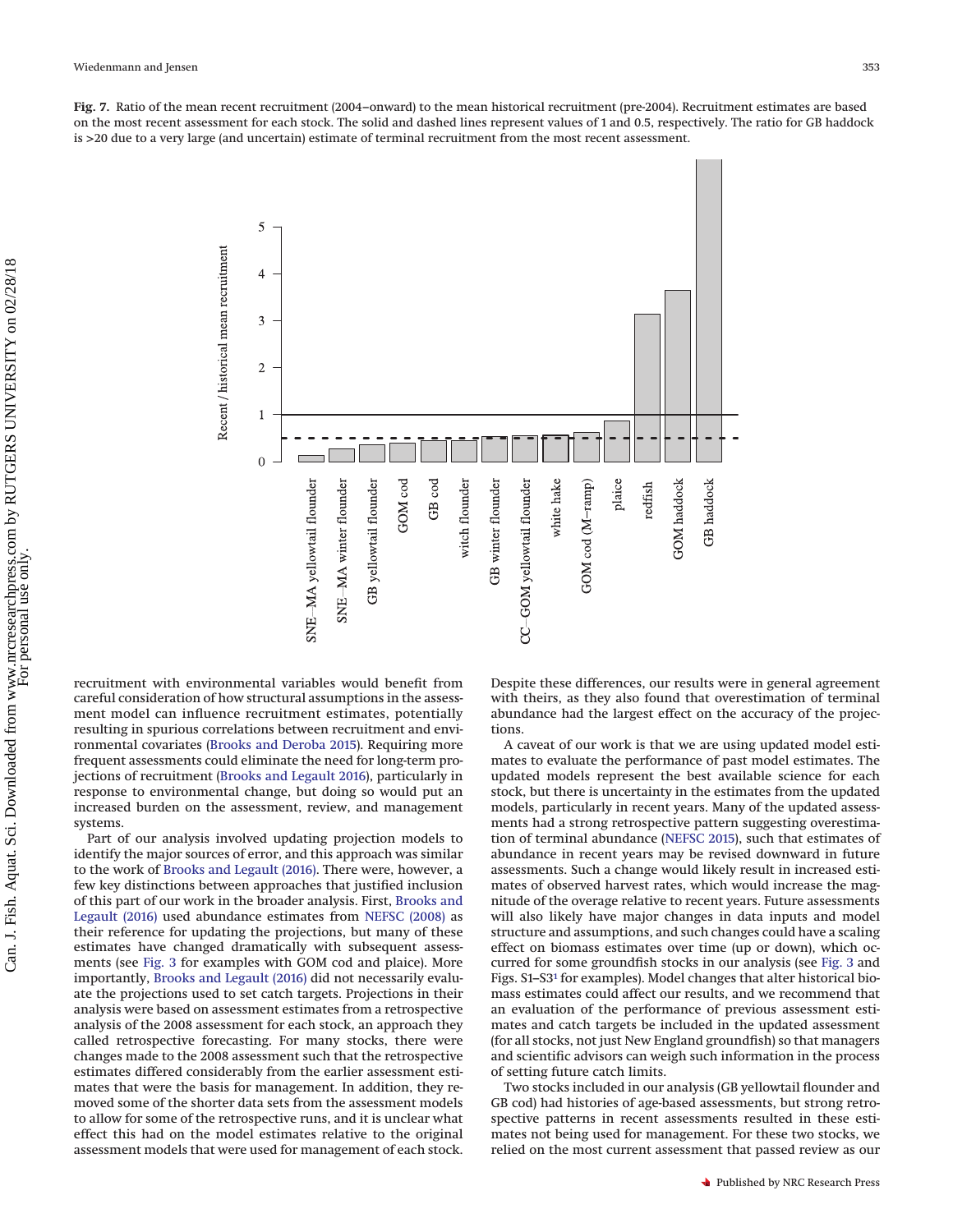**Fig. 7.** Ratio of the mean recent recruitment (2004–onward) to the mean historical recruitment (pre-2004). Recruitment estimates are based on the most recent assessment for each stock. The solid and dashed lines represent values of 1 and 0.5, respectively. The ratio for GB haddock is >20 due to a very large (and uncertain) estimate of terminal recruitment from the most recent assessment.

recruitment with environmental variables would benefit from careful consideration of how structural assumptions in the assessment model can influence recruitment estimates, potentially resulting in spurious correlations between recruitment and environmental covariates (Brooks and Deroba 2015). Requiring more frequent assessments could eliminate the need for long-term projections of recruitment (Brooks and Legault 2016), particularly in response to environmental change, but doing so would put an increased burden on the assessment, review, and management systems.

Part of our analysis involved updating projection models to identify the major sources of error, and this approach was similar to the work of Brooks and Legault (2016). There were, however, a few key distinctions between approaches that justified inclusion of this part of our work in the broader analysis. First, Brooks and Legault (2016) used abundance estimates from NEFSC (2008) as their reference for updating the projections, but many of these estimates have changed dramatically with subsequent assessments (see Fig. 3 for examples with GOM cod and plaice). More importantly, Brooks and Legault (2016) did not necessarily evaluate the projections used to set catch targets. Projections in their analysis were based on assessment estimates from a retrospective analysis of the 2008 assessment for each stock, an approach they called retrospective forecasting. For many stocks, there were changes made to the 2008 assessment such that the retrospective estimates differed considerably from the earlier assessment estimates that were the basis for management. In addition, they removed some of the shorter data sets from the assessment models to allow for some of the retrospective runs, and it is unclear what effect this had on the model estimates relative to the original assessment models that were used for management of each stock. Despite these differences, our results were in general agreement with theirs, as they also found that overestimation of terminal abundance had the largest effect on the accuracy of the projections.

A caveat of our work is that we are using updated model estimates to evaluate the performance of past model estimates. The updated models represent the best available science for each stock, but there is uncertainty in the estimates from the updated models, particularly in recent years. Many of the updated assessments had a strong retrospective pattern suggesting overestimation of terminal abundance (NEFSC 2015), such that estimates of abundance in recent years may be revised downward in future assessments. Such a change would likely result in increased estimates of observed harvest rates, which would increase the magnitude of the overage relative to recent years. Future assessments will also likely have major changes in data inputs and model structure and assumptions, and such changes could have a scaling effect on biomass estimates over time (up or down), which occurred for some groundfish stocks in our analysis (see Fig. 3 and Figs. S1–S3[1] for examples). Model changes that alter historical biomass estimates could affect our results, and we recommend that an evaluation of the performance of previous assessment estimates and catch targets be included in the updated assessment (for all stocks, not just New England groundfish) so that managers and scientific advisors can weigh such information in the process of setting future catch limits.

Two stocks included in our analysis (GB yellowtail flounder and GB cod) had histories of age-based assessments, but strong retrospective patterns in recent assessments resulted in these estimates not being used for management. For these two stocks, we relied on the most current assessment that passed review as our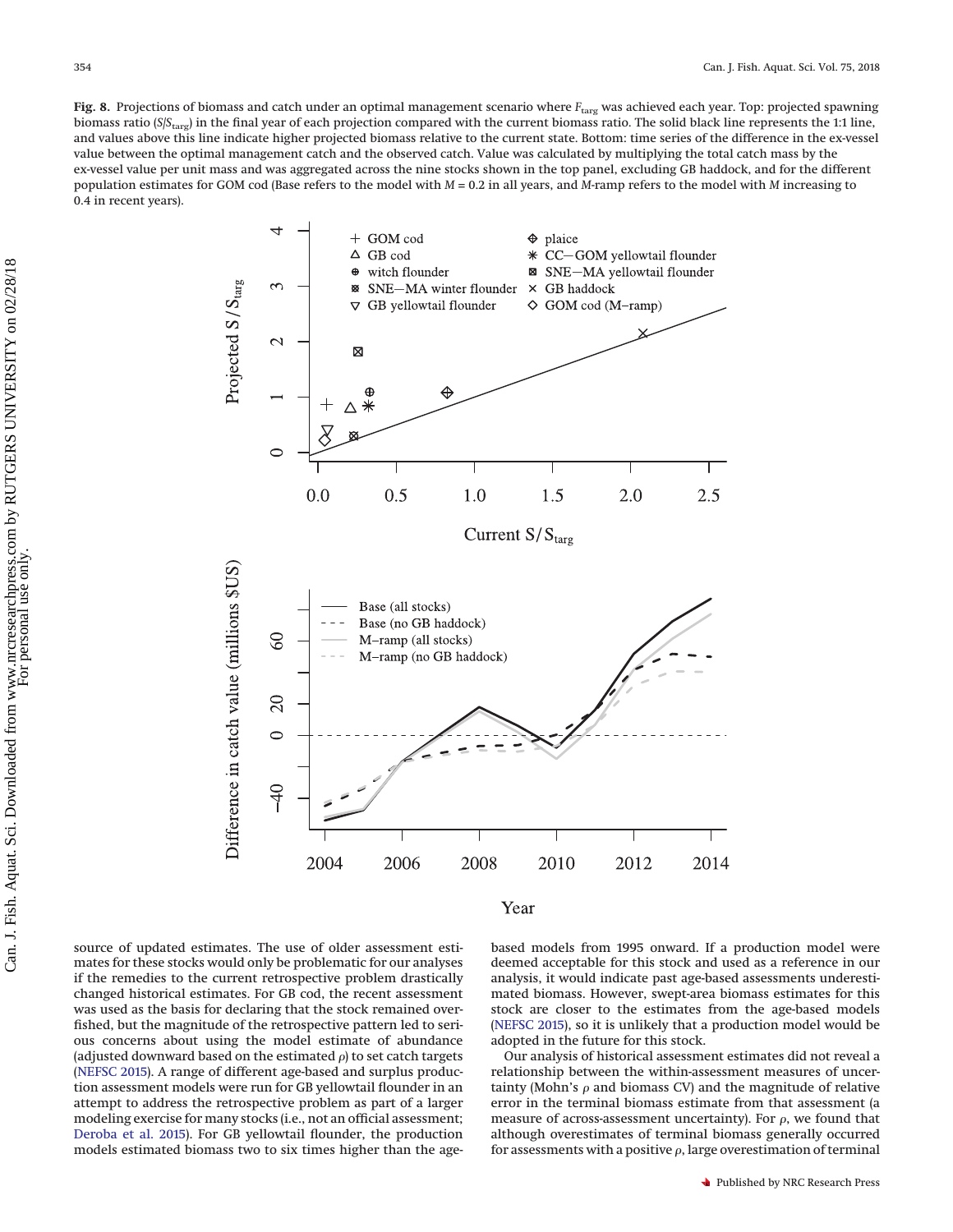**Fig. 8.** Projections of biomass and catch under an optimal management scenario where $F_{targ}$ was achieved each year. Top: projected spawning biomass ratio ($S/S_{targ}$) in the final year of each projection compared with the current biomass ratio. The solid black line represents the 1:1 line, and values above this line indicate higher projected biomass relative to the current state. Bottom: time series of the difference in the ex-vessel value between the optimal management catch and the observed catch. Value was calculated by multiplying the total catch mass by the ex-vessel value per unit mass and was aggregated across the nine stocks shown in the top panel, excluding GB haddock, and for the different population estimates for GOM cod (Base refers to the model with $M$ = 0.2 in all years, and $M$-ramp refers to the model with $M$ increasing to 0.4 in recent years).

source of updated estimates. The use of older assessment estimates for these stocks would only be problematic for our analyses if the remedies to the current retrospective problem drastically changed historical estimates. For GB cod, the recent assessment was used as the basis for declaring that the stock remained overfished, but the magnitude of the retrospective pattern led to serious concerns about using the model estimate of abundance (adjusted downward based on the estimated $\rho$) to set catch targets (NEFSC 2015). A range of different age-based and surplus production assessment models were run for GB yellowtail flounder in an attempt to address the retrospective problem as part of a larger modeling exercise for many stocks (i.e., not an official assessment; Deroba et al. 2015). For GB yellowtail flounder, the production models estimated biomass two to six times higher than the age-based models from 1995 onward. If a production model were deemed acceptable for this stock and used as a reference in our analysis, it would indicate past age-based assessments underestimated biomass. However, swept-area biomass estimates for this stock are closer to the estimates from the age-based models (NEFSC 2015), so it is unlikely that a production model would be adopted in the future for this stock.

Our analysis of historical assessment estimates did not reveal a relationship between the within-assessment measures of uncertainty (Mohn's $\rho$ and biomass CV) and the magnitude of relative error in the terminal biomass estimate from that assessment (a measure of across-assessment uncertainty). For $\rho$, we found that although overestimates of terminal biomass generally occurred for assessments with a positive $\rho$, large overestimation of terminal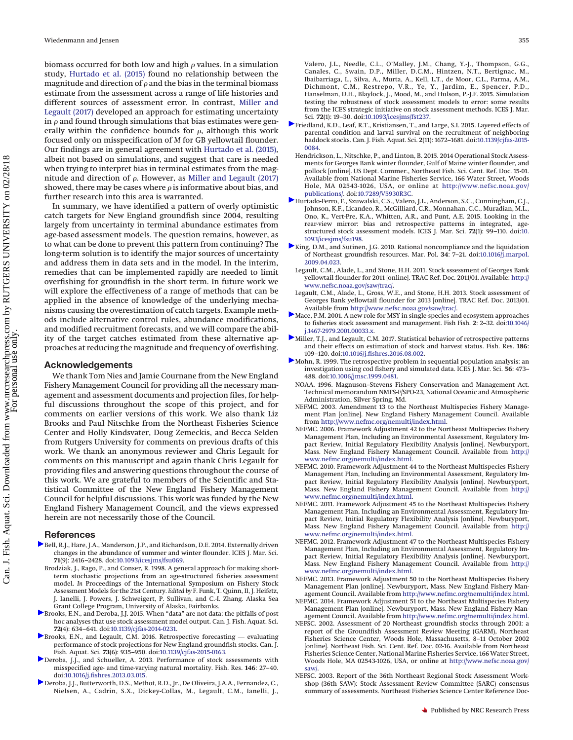biomass occurred for both low and high $\rho$ values. In a simulation study, Hurtado et al. (2015) found no relationship between the magnitude and direction of $\rho$ and the bias in the terminal biomass estimate from the assessment across a range of life histories and different sources of assessment error. In contrast, Miller and Legault (2017) developed an approach for estimating uncertainty in $\rho$ and found through simulations that bias estimates were generally within the confidence bounds for $\rho$, although this work focused only on misspecification of $M$ for GB yellowtail flounder. Our findings are in general agreement with Hurtado et al. (2015), albeit not based on simulations, and suggest that care is needed when trying to interpret bias in terminal estimates from the magnitude and direction of $\rho$. However, as Miller and Legault (2017) showed, there may be cases where $\rho$ is informative about bias, and further research into this area is warranted.

In summary, we have identified a pattern of overly optimistic catch targets for New England groundfish since 2004, resulting largely from uncertainty in terminal abundance estimates from age-based assessment models. The question remains, however, as to what can be done to prevent this pattern from continuing? The long-term solution is to identify the major sources of uncertainty and address them in data sets and in the model. In the interim, remedies that can be implemented rapidly are needed to limit overfishing for groundfish in the short term. In future work we will explore the effectiveness of a range of methods that can be applied in the absence of knowledge of the underlying mechanisms causing the overestimation of catch targets. Example methods include alternative control rules, abundance modifications, and modified recruitment forecasts, and we will compare the ability of the target catches estimated from these alternative approaches at reducing the magnitude and frequency of overfishing.

## Acknowledgements

We thank Tom Nies and Jamie Cournane from the New England Fishery Management Council for providing all the necessary management and assessment documents and projection files, for helpful discussions throughout the scope of this project, and for comments on earlier versions of this work. We also thank Liz Brooks and Paul Nitschke from the Northeast Fisheries Science Center and Holly Kindsvater, Doug Zemeckis, and Becca Selden from Rutgers University for comments on previous drafts of this work. We thank an anonymous reviewer and Chris Legault for comments on this manuscript and again thank Chris Legault for providing files and answering questions throughout the course of this work. We are grateful to members of the Scientific and Statistical Committee of the New England Fishery Management Council for helpful discussions. This work was funded by the New England Fishery Management Council, and the views expressed herein are not necessarily those of the Council.

## References

Bell, R.J., Hare, J.A., Manderson, J.P., and Richardson, D.E. 2014. Externally driven changes in the abundance of summer and winter flounder. ICES J. Mar. Sci. **71**(9): 2416–2428. doi:10.1093/icesjms/fsu069.

Brodziak, J., Rago, P., and Conser, R. 1998. A general approach for making short-term stochastic projections from an age-structured fisheries assessment model. *In* Proceedings of the International Symposium on Fishery Stock Assessment Models for the 21st Century. *Edited by* F. Funk, T. Quinn, II, J. Heifetz, J. Ianelli, J. Powers, J. Schweigert, P. Sullivan, and C.-I. Zhang. Alaska Sea Grant College Program, University of Alaska, Fairbanks.

Brooks, E.N., and Deroba, J.J. 2015. When "data" are not data: the pitfalls of post hoc analyses that use stock assessment model output. Can. J. Fish. Aquat. Sci. **72**(4): 634–641. doi:10.1139/cjfas-2014-0231.

Brooks, E.N., and Legault, C.M. 2016. Retrospective forecasting — evaluating performance of stock projections for New England groundfish stocks. Can. J. Fish. Aquat. Sci. **73**(6): 935–950. doi:10.1139/cjfas-2015-0163.

Deroba, J.J., and Schueller, A. 2013. Performance of stock assessments with misspecified age- and time-varying natural mortality. Fish. Res. **146**: 27–40. doi:10.1016/j.fishres.2013.03.015.

Deroba, J.J., Butterworth, D.S., Methot, R.D., Jr., De Oliveira, J.A.A., Fernandez, C., Nielsen, A., Cadrin, S.X., Dickey-Collas, M., Legault, C.M., Ianelli, J., Valero, J.L., Needle, C.L., O'Malley, J.M., Chang, Y.-J., Thompson, G.G., Canales, C., Swain, D.P., Miller, D.C.M., Hintzen, N.T., Bertignac, M., Ibaibarriaga, L., Silva, A., Murta, A., Kell, L.T., de Moor, C.L., Parma, A.M., Dichmont, C.M., Restrepo, V.R., Ye, Y., Jardim, E., Spencer, P.D., Hanselman, D.H., Blaylock, J., Mood, M., and Hulson, P.-J.F. 2015. Simulation testing the robustness of stock assessment models to error: some results from the ICES strategic initiative on stock assessment methods. ICES J. Mar. Sci. **72**(1): 19–30. doi:10.1093/icesjms/fst237.

Friedland, K.D., Leaf, R.T., Kristiansen, T., and Large, S.I. 2015. Layered effects of parental condition and larval survival on the recruitment of neighboring haddock stocks. Can. J. Fish. Aquat. Sci. **2**(11): 1672–1681. doi:10.1139/cjfas-2015-0084.

Hendrickson, L., Nitschke, P., and Linton, B. 2015. 2014 Operational Stock Assessments for Georges Bank winter flounder, Gulf of Maine winter flounder, and pollock [online]. US Dept. Commer., Northeast Fish. Sci. Cent. Ref. Doc. 15-01. Available from National Marine Fisheries Service, 166 Water Street, Woods Hole, MA 02543-1026, USA, or online at http://www.nefsc.noaa.gov/publications/. doi:10.7289/V5930R3C.

Hurtado-Ferro, F., Szuwalski, C.S., Valero, J.L., Anderson, S.C., Cunningham, C.J., Johnson, K.F., Licandeo, R., McGilliard, C.R., Monnahan, C.C., Muradian, M.L., Ono, K., Vert-Pre, K.A., Whitten, A.R., and Punt, A.E. 2015. Looking in the rear-view mirror: bias and retrospective patterns in integrated, age-structured stock assessment models. ICES J. Mar. Sci. **72**(1): 99–110. doi:10.1093/icesjms/fsu198.

King, D.M., and Sutinen, J.G. 2010. Rational noncompliance and the liquidation of Northeast groundfish resources. Mar. Pol. **34**: 7–21. doi:10.1016/j.marpol.2009.04.023.

Legault, C.M., Alade, L., and Stone, H.H. 2011. Stock sssessment of Georges Bank yellowtail flounder for 2011 [online]. TRAC Ref. Doc. 2011/01. Available: http://www.nefsc.noaa.gov/saw/trac/.

Legault, C.M., Alade, L., Gross, W.E., and Stone, H.H. 2013. Stock assessment of Georges Bank yellowtail flounder for 2013 [online]. TRAC Ref. Doc. 2013/01. Available from http://www.nefsc.noaa.gov/saw/trac/.

Mace, P.M. 2001. A new role for MSY in single-species and ecosystem approaches to fisheries stock assessment and management. Fish Fish. **2**: 2–32. doi:10.1046/j.1467-2979.2001.00033.x.

Miller, T.J., and Legault, C.M. 2017. Statistical behavior of retrospective patterns and their effects on estimation of stock and harvest status. Fish. Res. **186**: 109–120. doi:10.1016/j.fishres.2016.08.002.

Mohn, R. 1999. The retrospective problem in sequential population analysis: an investigation using cod fishery and simulated data. ICES J. Mar. Sci. **56**: 473–488. doi:10.1006/jmsc.1999.0481.

NOAA. 1996. Magnuson–Stevens Fishery Conservation and Management Act. Technical memorandum NMFS-F/SPO-23, National Oceanic and Atmospheric Administration, Silver Spring, Md.

NEFMC. 2003. Amendment 13 to the Northeast Multispecies Fishery Management Plan [online]. New England Fishery Management Council. Available from http://www.nefmc.org/nemulti/index.html.

NEFMC. 2006. Framework Adjustment 42 to the Northeast Multispecies Fishery Management Plan, Including an Environmental Assessment, Regulatory Impact Review, Initial Regulatory Flexibility Analysis [online]. Newburyport, Mass. New England Fishery Management Council. Available from http://www.nefmc.org/nemulti/index.html.

NEFMC. 2010. Framework Adjustment 44 to the Northeast Multispecies Fishery Management Plan, Including an Environmental Assessment, Regulatory Impact Review, Initial Regulatory Flexibility Analysis [online]. Newburyport, Mass. New England Fishery Management Council. Available from http://www.nefmc.org/nemulti/index.html.

NEFMC. 2011. Framework Adjustment 45 to the Northeast Multispecies Fishery Management Plan, Including an Environmental Assessment, Regulatory Impact Review, Initial Regulatory Flexibility Analysis [online]. Newburyport, Mass. New England Fishery Management Council. Available from http://www.nefmc.org/nemulti/index.html.

NEFMC. 2012. Framework Adjustment 47 to the Northeast Multispecies Fishery Management Plan, Including an Environmental Assessment, Regulatory Impact Review, Initial Regulatory Flexibility Analysis [online]. Newburyport, Mass. New England Fishery Management Council. Available from http://www.nefmc.org/nemulti/index.html.

NEFMC. 2013. Framework Adjustment 50 to the Northeast Multispecies Fishery Management Plan [online]. Newburyport, Mass. New England Fishery Management Council. Available from http://www.nefmc.org/nemulti/index.html.

NEFMC. 2014. Framework Adjustment 51 to the Northeast Multispecies Fishery Management Plan [online]. Newburyport, Mass. New England Fishery Management Council. Available from http://www.nefmc.org/nemulti/index.html.

NEFSC. 2002. Assessment of 20 Northeast groundfish stocks through 2001: a report of the Groundfish Assessment Review Meeting (GARM), Northeast Fisheries Science Center, Woods Hole, Massachusetts, 8–11 October 2002 [online]. Northeast Fish. Sci. Cent. Ref. Doc. 02-16. Available from Northeast Fisheries Science Center, National Marine Fisheries Service, 166 Water Street, Woods Hole, MA 02543-1026, USA, or online at http://www.nefsc.noaa.gov/saw/.

NEFSC. 2003. Report of the 36th Northeast Regional Stock Assessment Workshop (36th SAW): Stock Assessment Review Committee (SARC) consensus summary of assessments. Northeast Fisheries Science Center Reference Doc-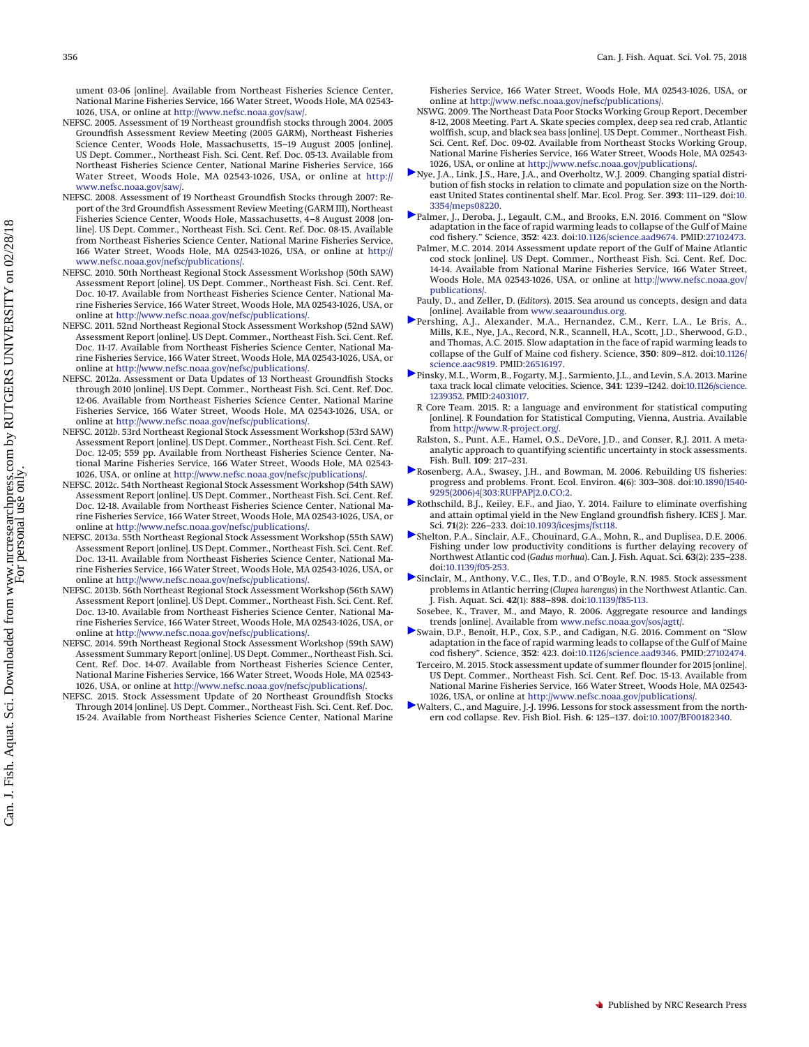ument 03-06 [online]. Available from Northeast Fisheries Science Center, National Marine Fisheries Service, 166 Water Street, Woods Hole, MA 02543-1026, USA, or online at http://www.nefsc.noaa.gov/saw/.

NEFSC. 2005. Assessment of 19 Northeast groundfish stocks through 2004. 2005 Groundfish Assessment Review Meeting (2005 GARM), Northeast Fisheries Science Center, Woods Hole, Massachusetts, 15–19 August 2005 [online]. US Dept. Commer., Northeast Fish. Sci. Cent. Ref. Doc. 05-13. Available from Northeast Fisheries Science Center, National Marine Fisheries Service, 166 Water Street, Woods Hole, MA 02543-1026, USA, or online at http://www.nefsc.noaa.gov/saw/.

NEFSC. 2008. Assessment of 19 Northeast Groundfish Stocks through 2007: Report of the 3rd Groundfish Assessment Review Meeting (GARM III), Northeast Fisheries Science Center, Woods Hole, Massachusetts, 4–8 August 2008 [online]. US Dept. Commer., Northeast Fish. Sci. Cent. Ref. Doc. 08-15. Available from Northeast Fisheries Science Center, National Marine Fisheries Service, 166 Water Street, Woods Hole, MA 02543-1026, USA, or online at http://www.nefsc.noaa.gov/nefsc/publications/.

NEFSC. 2010. 50th Northeast Regional Stock Assessment Workshop (50th SAW) Assessment Report [oline]. US Dept. Commer., Northeast Fish. Sci. Cent. Ref. Doc. 10-17. Available from Northeast Fisheries Science Center, National Marine Fisheries Service, 166 Water Street, Woods Hole, MA 02543-1026, USA, or online at http://www.nefsc.noaa.gov/nefsc/publications/.

NEFSC. 2011. 52nd Northeast Regional Stock Assessment Workshop (52nd SAW) Assessment Report [online]. US Dept. Commer., Northeast Fish. Sci. Cent. Ref. Doc. 11-17. Available from Northeast Fisheries Science Center, National Marine Fisheries Service, 166 Water Street, Woods Hole, MA 02543-1026, USA, or online at http://www.nefsc.noaa.gov/nefsc/publications/.

NEFSC. 2012*a*. Assessment or Data Updates of 13 Northeast Groundfish Stocks through 2010 [online]. US Dept. Commer., Northeast Fish. Sci. Cent. Ref. Doc. 12-06. Available from Northeast Fisheries Science Center, National Marine Fisheries Service, 166 Water Street, Woods Hole, MA 02543-1026, USA, or online at http://www.nefsc.noaa.gov/nefsc/publications/.

NEFSC. 2012*b*. 53rd Northeast Regional Stock Assessment Workshop (53rd SAW) Assessment Report [online]. US Dept. Commer., Northeast Fish. Sci. Cent. Ref. Doc. 12-05; 559 pp. Available from Northeast Fisheries Science Center, National Marine Fisheries Service, 166 Water Street, Woods Hole, MA 02543-1026, USA, or online at http://www.nefsc.noaa.gov/nefsc/publications/.

NEFSC. 2012*c*. 54th Northeast Regional Stock Assessment Workshop (54th SAW) Assessment Report [online]. US Dept. Commer., Northeast Fish. Sci. Cent. Ref. Doc. 12-18. Available from Northeast Fisheries Science Center, National Marine Fisheries Service, 166 Water Street, Woods Hole, MA 02543-1026, USA, or online at http://www.nefsc.noaa.gov/nefsc/publications/.

NEFSC. 2013*a*. 55th Northeast Regional Stock Assessment Workshop (55th SAW) Assessment Report [online]. US Dept. Commer., Northeast Fish. Sci. Cent. Ref. Doc. 13-11. Available from Northeast Fisheries Science Center, National Marine Fisheries Service, 166 Water Street, Woods Hole, MA 02543-1026, USA, or online at http://www.nefsc.noaa.gov/nefsc/publications/.

NEFSC. 2013b. 56th Northeast Regional Stock Assessment Workshop (56th SAW) Assessment Report [online]. US Dept. Commer., Northeast Fish. Sci. Cent. Ref. Doc. 13-10. Available from Northeast Fisheries Science Center, National Marine Fisheries Service, 166 Water Street, Woods Hole, MA 02543-1026, USA, or online at http://www.nefsc.noaa.gov/nefsc/publications/.

NEFSC. 2014. 59th Northeast Regional Stock Assessment Workshop (59th SAW) Assessment Summary Report [online]. US Dept. Commer., Northeast Fish. Sci. Cent. Ref. Doc. 14-07. Available from Northeast Fisheries Science Center, National Marine Fisheries Service, 166 Water Street, Woods Hole, MA 02543-1026, USA, or online at http://www.nefsc.noaa.gov/nefsc/publications/.

NEFSC. 2015. Stock Assessment Update of 20 Northeast Groundfish Stocks Through 2014 [online]. US Dept. Commer., Northeast Fish. Sci. Cent. Ref. Doc. 15-24. Available from Northeast Fisheries Science Center, National Marine Fisheries Service, 166 Water Street, Woods Hole, MA 02543-1026, USA, or online at http://www.nefsc.noaa.gov/nefsc/publications/.

NSWG. 2009. The Northeast Data Poor Stocks Working Group Report, December 8-12, 2008 Meeting. Part A. Skate species complex, deep sea red crab, Atlantic wolffish, scup, and black sea bass [online]. US Dept. Commer., Northeast Fish. Sci. Cent. Ref. Doc. 09-02. Available from Northeast Stocks Working Group, National Marine Fisheries Service, 166 Water Street, Woods Hole, MA 02543-1026, USA, or online at http://www.nefsc.noaa.gov/publications/.

Nye, J.A., Link, J.S., Hare, J.A., and Overholtz, W.J. 2009. Changing spatial distribution of fish stocks in relation to climate and population size on the Northeast United States continental shelf. Mar. Ecol. Prog. Ser. **393**: 111–129. doi:10.3354/meps08220.

Palmer, J., Deroba, J., Legault, C.M., and Brooks, E.N. 2016. Comment on "Slow adaptation in the face of rapid warming leads to collapse of the Gulf of Maine cod fishery." Science, **352**: 423. doi:10.1126/science.aad9674. PMID:27102473.

Palmer, M.C. 2014. 2014 Assessment update report of the Gulf of Maine Atlantic cod stock [online]. US Dept. Commer., Northeast Fish. Sci. Cent. Ref. Doc. 14-14. Available from National Marine Fisheries Service, 166 Water Street, Woods Hole, MA 02543-1026, USA, or online at http://www.nefsc.noaa.gov/publications/.

Pauly, D., and Zeller, D. (*Editors*). 2015. Sea around us concepts, design and data [online]. Available from www.seaaroundus.org.

Pershing, A.J., Alexander, M.A., Hernandez, C.M., Kerr, L.A., Le Bris, A., Mills, K.E., Nye, J.A., Record, N.R., Scannell, H.A., Scott, J.D., Sherwood, G.D., and Thomas, A.C. 2015. Slow adaptation in the face of rapid warming leads to collapse of the Gulf of Maine cod fishery. Science, **350**: 809–812. doi:10.1126/science.aac9819. PMID:26516197.

Pinsky, M.L., Worm, B., Fogarty, M.J., Sarmiento, J.L., and Levin, S.A. 2013. Marine taxa track local climate velocities. Science, **341**: 1239–1242. doi:10.1126/science.1239352. PMID:24031017.

R Core Team. 2015. R: a language and environment for statistical computing [online]. R Foundation for Statistical Computing, Vienna, Austria. Available from http://www.R-project.org/.

Ralston, S., Punt, A.E., Hamel, O.S., DeVore, J.D., and Conser, R.J. 2011. A meta-analytic approach to quantifying scientific uncertainty in stock assessments. Fish. Bull. **109**: 217–231.

Rosenberg, A.A., Swasey, J.H., and Bowman, M. 2006. Rebuilding US fisheries: progress and problems. Front. Ecol. Environ. **4**(6): 303–308. doi:10.1890/1540-9295(2006)4[303:RUFPAP]2.0.CO;2.

Rothschild, B.J., Keiley, E.F., and Jiao, Y. 2014. Failure to eliminate overfishing and attain optimal yield in the New England groundfish fishery. ICES J. Mar. Sci. **71**(2): 226–233. doi:10.1093/icesjms/fst118.

Shelton, P.A., Sinclair, A.F., Chouinard, G.A., Mohn, R., and Duplisea, D.E. 2006. Fishing under low productivity conditions is further delaying recovery of Northwest Atlantic cod (*Gadus morhua*). Can. J. Fish. Aquat. Sci. **63**(2): 235–238. doi:10.1139/f05-253.

Sinclair, M., Anthony, V.C., Iles, T.D., and O'Boyle, R.N. 1985. Stock assessment problems in Atlantic herring (*Clupea harengus*) in the Northwest Atlantic. Can. J. Fish. Aquat. Sci. **42**(1): 888–898. doi:10.1139/f85-113.

Sosebee, K., Traver, M., and Mayo, R. 2006. Aggregate resource and landings trends [online]. Available from www.nefsc.noaa.gov/sos/agtt/.

Swain, D.P., Benoît, H.P., Cox, S.P., and Cadigan, N.G. 2016. Comment on "Slow adaptation in the face of rapid warming leads to collapse of the Gulf of Maine cod fishery". Science, **352**: 423. doi:10.1126/science.aad9346. PMID:27102474.

Terceiro, M. 2015. Stock assessment update of summer flounder for 2015 [online]. US Dept. Commer., Northeast Fish. Sci. Cent. Ref. Doc. 15-13. Available from National Marine Fisheries Service, 166 Water Street, Woods Hole, MA 02543-1026, USA, or online at http://www.nefsc.noaa.gov/publications/.

Walters, C., and Maguire, J.-J. 1996. Lessons for stock assessment from the northern cod collapse. Rev. Fish Biol. Fish. **6**: 125–137. doi:10.1007/BF00182340.